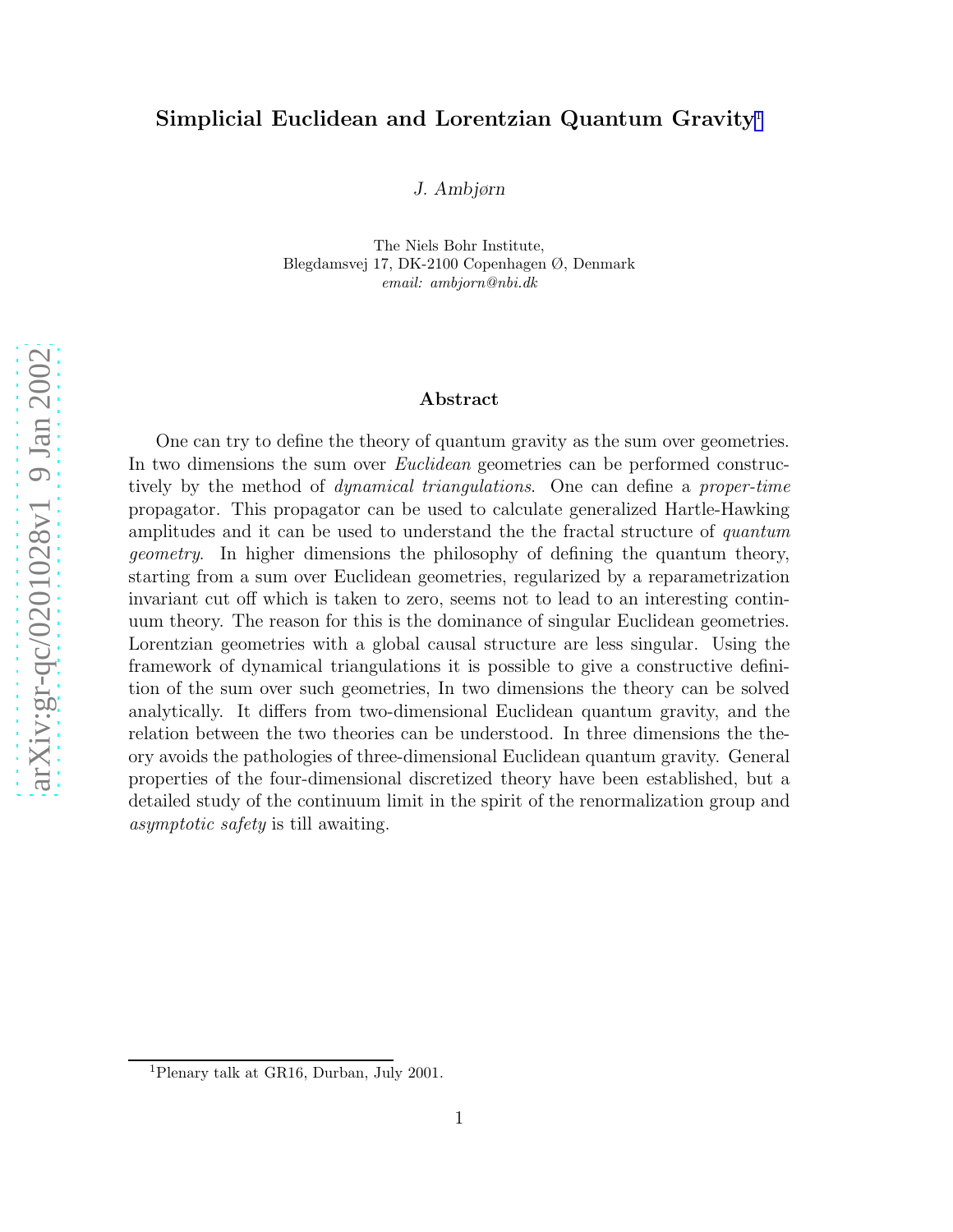# Simplicial Euclidean and Lorentzian Quantum Gravity[1]

*J. Ambjørn*

The Niels Bohr Institute,
Blegdamsvej 17, DK-2100 Copenhagen Ø, Denmark
*email: ambjorn@nbi.dk*

## Abstract

One can try to define the theory of quantum gravity as the sum over geometries. In two dimensions the sum over *Euclidean* geometries can be performed constructively by the method of *dynamical triangulations*. One can define a *proper-time* propagator. This propagator can be used to calculate generalized Hartle-Hawking amplitudes and it can be used to understand the the fractal structure of *quantum geometry*. In higher dimensions the philosophy of defining the quantum theory, starting from a sum over Euclidean geometries, regularized by a reparametrization invariant cut off which is taken to zero, seems not to lead to an interesting continuum theory. The reason for this is the dominance of singular Euclidean geometries. Lorentzian geometries with a global causal structure are less singular. Using the framework of dynamical triangulations it is possible to give a constructive definition of the sum over such geometries, In two dimensions the theory can be solved analytically. It differs from two-dimensional Euclidean quantum gravity, and the relation between the two theories can be understood. In three dimensions the theory avoids the pathologies of three-dimensional Euclidean quantum gravity. General properties of the four-dimensional discretized theory have been established, but a detailed study of the continuum limit in the spirit of the renormalization group and *asymptotic safety* is till awaiting.

---

[1] Plenary talk at GR16, Durban, July 2001.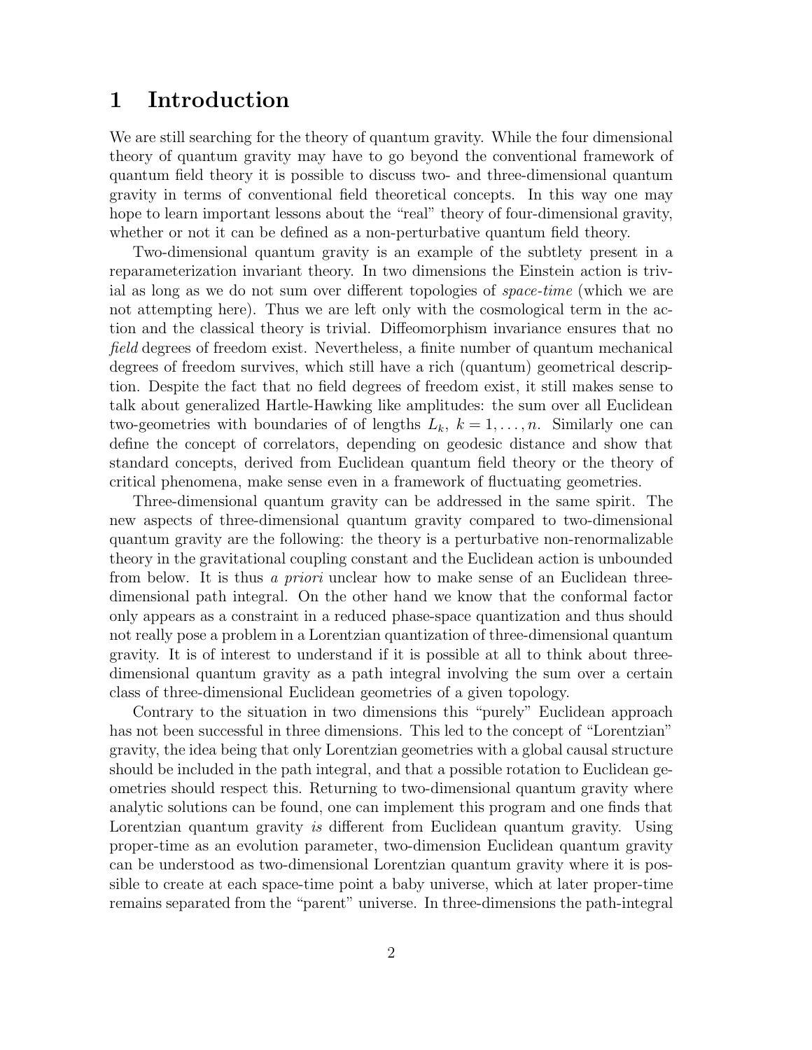# 1 Introduction

We are still searching for the theory of quantum gravity. While the four dimensional theory of quantum gravity may have to go beyond the conventional framework of quantum field theory it is possible to discuss two- and three-dimensional quantum gravity in terms of conventional field theoretical concepts. In this way one may hope to learn important lessons about the "real" theory of four-dimensional gravity, whether or not it can be defined as a non-perturbative quantum field theory.

Two-dimensional quantum gravity is an example of the subtlety present in a reparameterization invariant theory. In two dimensions the Einstein action is trivial as long as we do not sum over different topologies of *space-time* (which we are not attempting here). Thus we are left only with the cosmological term in the action and the classical theory is trivial. Diffeomorphism invariance ensures that no *field* degrees of freedom exist. Nevertheless, a finite number of quantum mechanical degrees of freedom survives, which still have a rich (quantum) geometrical description. Despite the fact that no field degrees of freedom exist, it still makes sense to talk about generalized Hartle-Hawking like amplitudes: the sum over all Euclidean two-geometries with boundaries of of lengths $L_k$, $k = 1, \ldots, n$. Similarly one can define the concept of correlators, depending on geodesic distance and show that standard concepts, derived from Euclidean quantum field theory or the theory of critical phenomena, make sense even in a framework of fluctuating geometries.

Three-dimensional quantum gravity can be addressed in the same spirit. The new aspects of three-dimensional quantum gravity compared to two-dimensional quantum gravity are the following: the theory is a perturbative non-renormalizable theory in the gravitational coupling constant and the Euclidean action is unbounded from below. It is thus *a priori* unclear how to make sense of an Euclidean three-dimensional path integral. On the other hand we know that the conformal factor only appears as a constraint in a reduced phase-space quantization and thus should not really pose a problem in a Lorentzian quantization of three-dimensional quantum gravity. It is of interest to understand if it is possible at all to think about three-dimensional quantum gravity as a path integral involving the sum over a certain class of three-dimensional Euclidean geometries of a given topology.

Contrary to the situation in two dimensions this "purely" Euclidean approach has not been successful in three dimensions. This led to the concept of "Lorentzian" gravity, the idea being that only Lorentzian geometries with a global causal structure should be included in the path integral, and that a possible rotation to Euclidean geometries should respect this. Returning to two-dimensional quantum gravity where analytic solutions can be found, one can implement this program and one finds that Lorentzian quantum gravity *is* different from Euclidean quantum gravity. Using proper-time as an evolution parameter, two-dimension Euclidean quantum gravity can be understood as two-dimensional Lorentzian quantum gravity where it is possible to create at each space-time point a baby universe, which at later proper-time remains separated from the "parent" universe. In three-dimensions the path-integral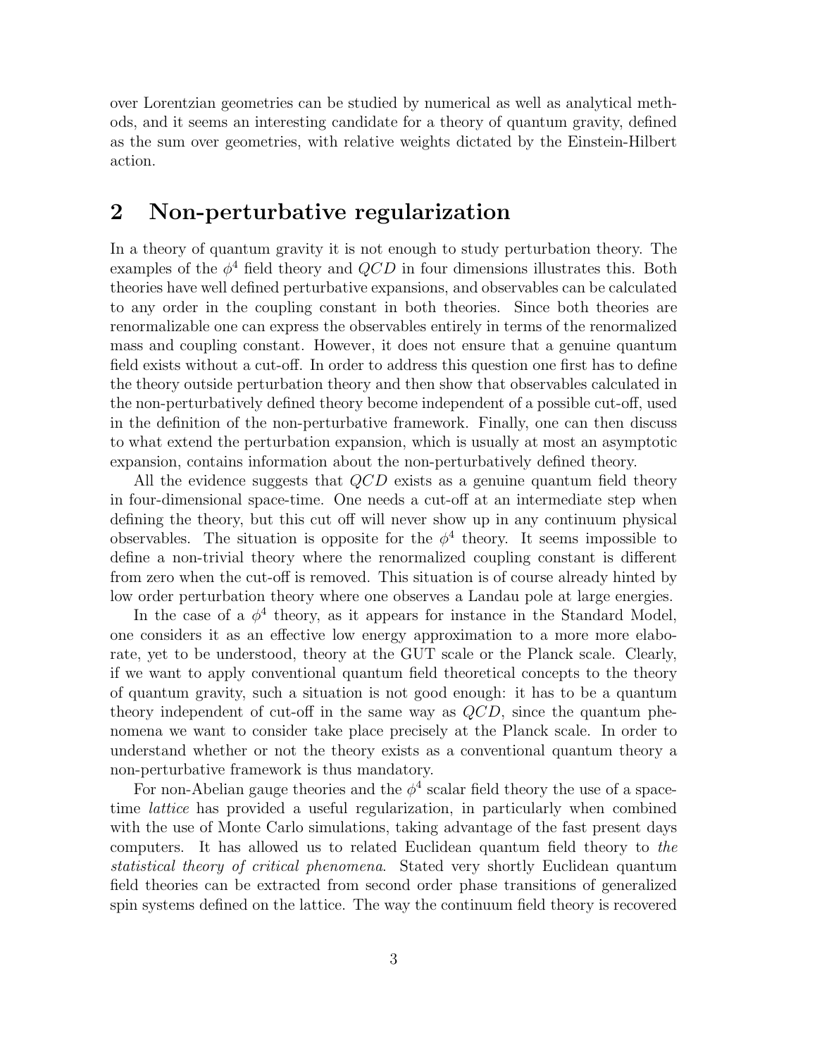over Lorentzian geometries can be studied by numerical as well as analytical methods, and it seems an interesting candidate for a theory of quantum gravity, defined as the sum over geometries, with relative weights dictated by the Einstein-Hilbert action.

## 2 Non-perturbative regularization

In a theory of quantum gravity it is not enough to study perturbation theory. The examples of the $\phi^4$ field theory and $QCD$ in four dimensions illustrates this. Both theories have well defined perturbative expansions, and observables can be calculated to any order in the coupling constant in both theories. Since both theories are renormalizable one can express the observables entirely in terms of the renormalized mass and coupling constant. However, it does not ensure that a genuine quantum field exists without a cut-off. In order to address this question one first has to define the theory outside perturbation theory and then show that observables calculated in the non-perturbatively defined theory become independent of a possible cut-off, used in the definition of the non-perturbative framework. Finally, one can then discuss to what extend the perturbation expansion, which is usually at most an asymptotic expansion, contains information about the non-perturbatively defined theory.

All the evidence suggests that $QCD$ exists as a genuine quantum field theory in four-dimensional space-time. One needs a cut-off at an intermediate step when defining the theory, but this cut off will never show up in any continuum physical observables. The situation is opposite for the $\phi^4$ theory. It seems impossible to define a non-trivial theory where the renormalized coupling constant is different from zero when the cut-off is removed. This situation is of course already hinted by low order perturbation theory where one observes a Landau pole at large energies.

In the case of a $\phi^4$ theory, as it appears for instance in the Standard Model, one considers it as an effective low energy approximation to a more more elaborate, yet to be understood, theory at the GUT scale or the Planck scale. Clearly, if we want to apply conventional quantum field theoretical concepts to the theory of quantum gravity, such a situation is not good enough: it has to be a quantum theory independent of cut-off in the same way as $QCD$, since the quantum phenomena we want to consider take place precisely at the Planck scale. In order to understand whether or not the theory exists as a conventional quantum theory a non-perturbative framework is thus mandatory.

For non-Abelian gauge theories and the $\phi^4$ scalar field theory the use of a space-time *lattice* has provided a useful regularization, in particularly when combined with the use of Monte Carlo simulations, taking advantage of the fast present days computers. It has allowed us to related Euclidean quantum field theory to *the statistical theory of critical phenomena*. Stated very shortly Euclidean quantum field theories can be extracted from second order phase transitions of generalized spin systems defined on the lattice. The way the continuum field theory is recovered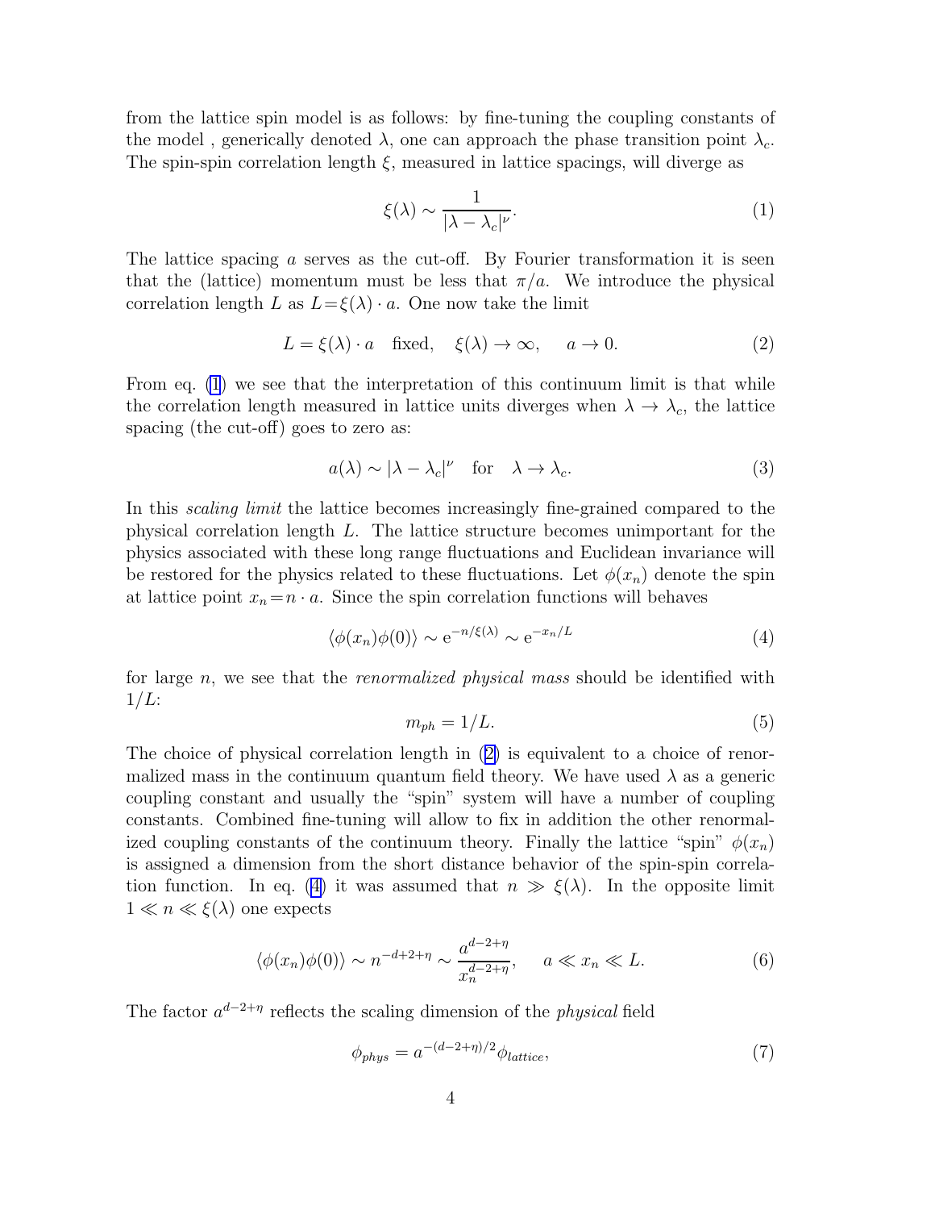from the lattice spin model is as follows: by fine-tuning the coupling constants of the model , generically denoted $\lambda$, one can approach the phase transition point $\lambda_c$. The spin-spin correlation length $\xi$, measured in lattice spacings, will diverge as

$$\xi(\lambda) \sim \frac{1}{|\lambda - \lambda_c|^\nu}. \tag{1}$$

The lattice spacing $a$ serves as the cut-off. By Fourier transformation it is seen that the (lattice) momentum must be less that $\pi/a$. We introduce the physical correlation length $L$ as $L = \xi(\lambda) \cdot a$. One now take the limit

$$L = \xi(\lambda) \cdot a \quad \text{fixed}, \quad \xi(\lambda) \to \infty, \quad a \to 0. \tag{2}$$

From eq. (1) we see that the interpretation of this continuum limit is that while the correlation length measured in lattice units diverges when $\lambda \to \lambda_c$, the lattice spacing (the cut-off) goes to zero as:

$$a(\lambda) \sim |\lambda - \lambda_c|^\nu \quad \text{for} \quad \lambda \to \lambda_c. \tag{3}$$

In this *scaling limit* the lattice becomes increasingly fine-grained compared to the physical correlation length $L$. The lattice structure becomes unimportant for the physics associated with these long range fluctuations and Euclidean invariance will be restored for the physics related to these fluctuations. Let $\phi(x_n)$ denote the spin at lattice point $x_n = n \cdot a$. Since the spin correlation functions will behaves

$$\langle \phi(x_n)\phi(0) \rangle \sim \mathrm{e}^{-n/\xi(\lambda)} \sim \mathrm{e}^{-x_n/L} \tag{4}$$

for large $n$, we see that the *renormalized physical mass* should be identified with $1/L$:

$$m_{ph} = 1/L. \tag{5}$$

The choice of physical correlation length in (2) is equivalent to a choice of renormalized mass in the continuum quantum field theory. We have used $\lambda$ as a generic coupling constant and usually the "spin" system will have a number of coupling constants. Combined fine-tuning will allow to fix in addition the other renormalized coupling constants of the continuum theory. Finally the lattice "spin" $\phi(x_n)$ is assigned a dimension from the short distance behavior of the spin-spin correlation function. In eq. (4) it was assumed that $n \gg \xi(\lambda)$. In the opposite limit $1 \ll n \ll \xi(\lambda)$ one expects

$$\langle \phi(x_n)\phi(0) \rangle \sim n^{-d+2+\eta} \sim \frac{a^{d-2+\eta}}{x_n^{d-2+\eta}}, \quad a \ll x_n \ll L. \tag{6}$$

The factor $a^{d-2+\eta}$ reflects the scaling dimension of the *physical* field

$$\phi_{phys} = a^{-(d-2+\eta)/2} \phi_{lattice}, \tag{7}$$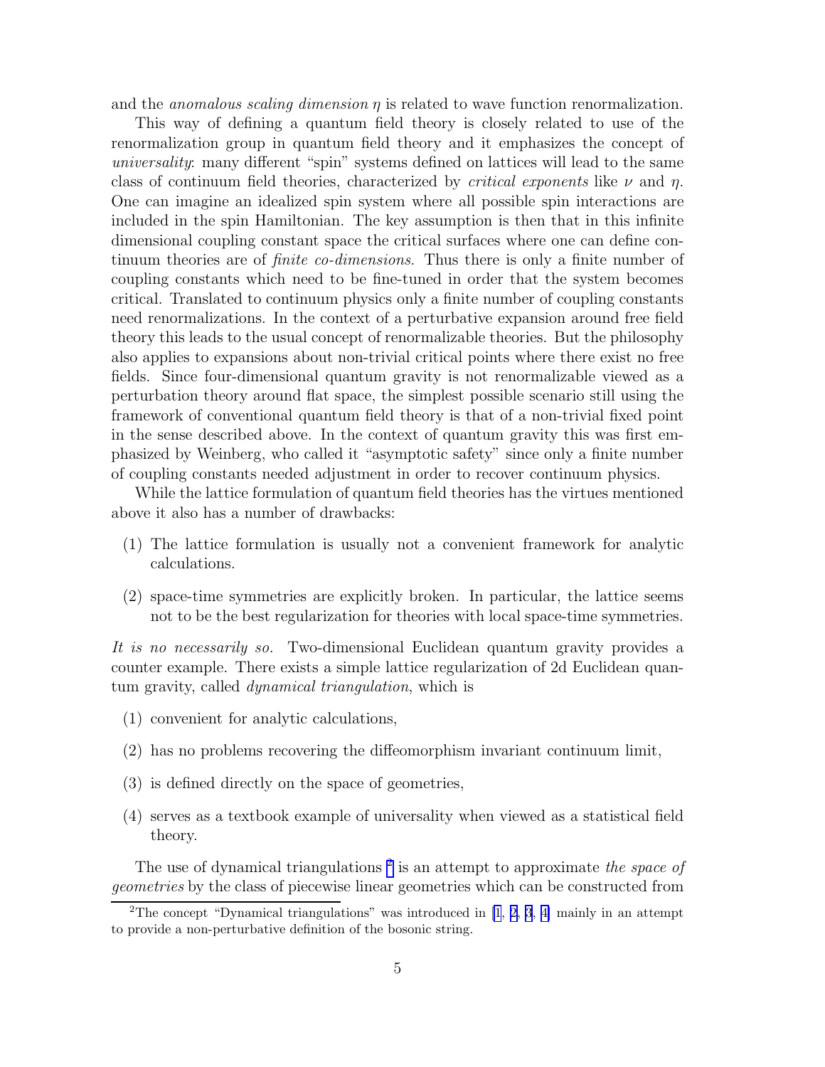and the *anomalous scaling dimension* $\eta$ is related to wave function renormalization.

This way of defining a quantum field theory is closely related to use of the renormalization group in quantum field theory and it emphasizes the concept of *universality*: many different "spin" systems defined on lattices will lead to the same class of continuum field theories, characterized by *critical exponents* like $\nu$ and $\eta$. One can imagine an idealized spin system where all possible spin interactions are included in the spin Hamiltonian. The key assumption is then that in this infinite dimensional coupling constant space the critical surfaces where one can define continuum theories are of *finite co-dimensions*. Thus there is only a finite number of coupling constants which need to be fine-tuned in order that the system becomes critical. Translated to continuum physics only a finite number of coupling constants need renormalizations. In the context of a perturbative expansion around free field theory this leads to the usual concept of renormalizable theories. But the philosophy also applies to expansions about non-trivial critical points where there exist no free fields. Since four-dimensional quantum gravity is not renormalizable viewed as a perturbation theory around flat space, the simplest possible scenario still using the framework of conventional quantum field theory is that of a non-trivial fixed point in the sense described above. In the context of quantum gravity this was first emphasized by Weinberg, who called it "asymptotic safety" since only a finite number of coupling constants needed adjustment in order to recover continuum physics.

While the lattice formulation of quantum field theories has the virtues mentioned above it also has a number of drawbacks:

(1) The lattice formulation is usually not a convenient framework for analytic calculations.

(2) space-time symmetries are explicitly broken. In particular, the lattice seems not to be the best regularization for theories with local space-time symmetries.

*It is no necessarily so.* Two-dimensional Euclidean quantum gravity provides a counter example. There exists a simple lattice regularization of 2d Euclidean quantum gravity, called *dynamical triangulation*, which is

(1) convenient for analytic calculations,

(2) has no problems recovering the diffeomorphism invariant continuum limit,

(3) is defined directly on the space of geometries,

(4) serves as a textbook example of universality when viewed as a statistical field theory.

The use of dynamical triangulations [2] is an attempt to approximate *the space of geometries* by the class of piecewise linear geometries which can be constructed from

[2] The concept "Dynamical triangulations" was introduced in [1, 2, 3, 4] mainly in an attempt to provide a non-perturbative definition of the bosonic string.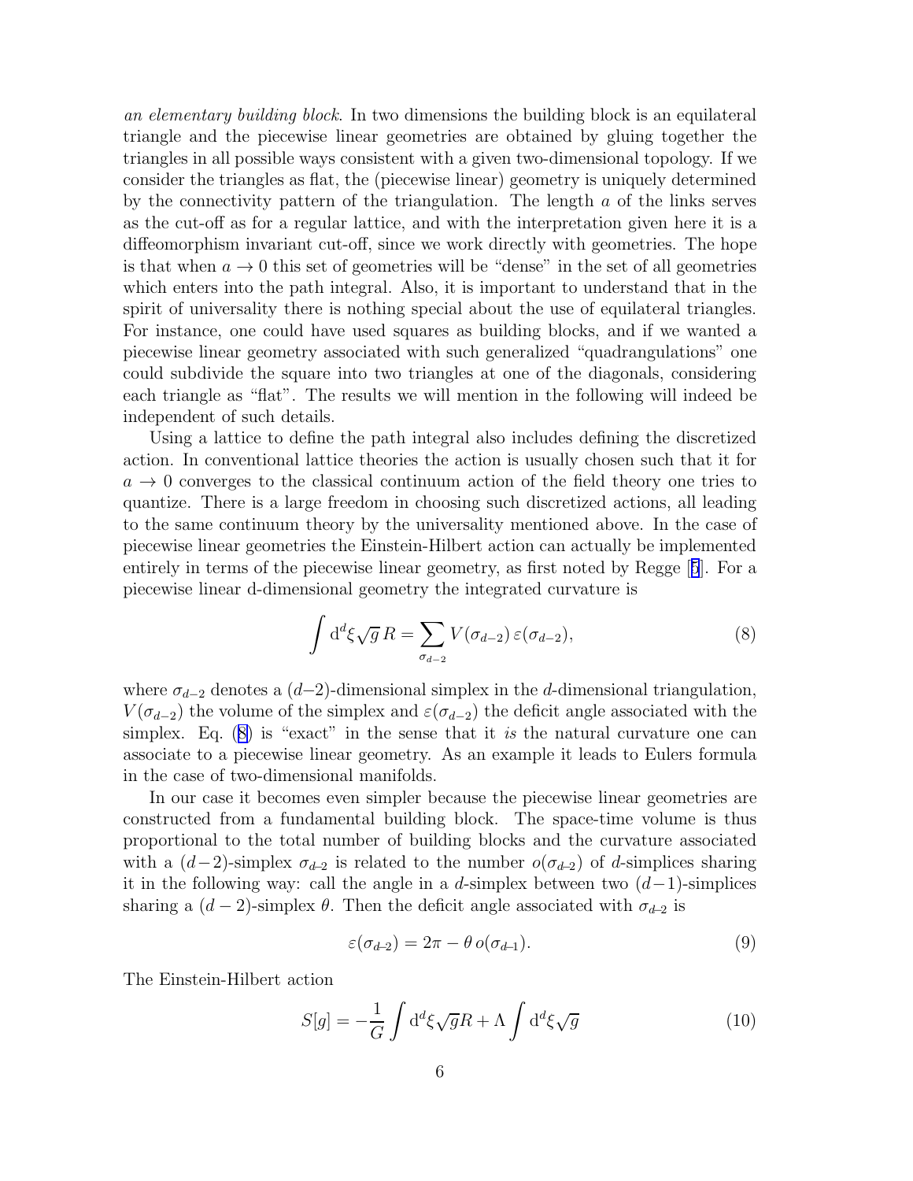*an elementary building block*. In two dimensions the building block is an equilateral triangle and the piecewise linear geometries are obtained by gluing together the triangles in all possible ways consistent with a given two-dimensional topology. If we consider the triangles as flat, the (piecewise linear) geometry is uniquely determined by the connectivity pattern of the triangulation. The length $a$ of the links serves as the cut-off as for a regular lattice, and with the interpretation given here it is a diffeomorphism invariant cut-off, since we work directly with geometries. The hope is that when $a \to 0$ this set of geometries will be "dense" in the set of all geometries which enters into the path integral. Also, it is important to understand that in the spirit of universality there is nothing special about the use of equilateral triangles. For instance, one could have used squares as building blocks, and if we wanted a piecewise linear geometry associated with such generalized "quadrangulations" one could subdivide the square into two triangles at one of the diagonals, considering each triangle as "flat". The results we will mention in the following will indeed be independent of such details.

Using a lattice to define the path integral also includes defining the discretized action. In conventional lattice theories the action is usually chosen such that it for $a \to 0$ converges to the classical continuum action of the field theory one tries to quantize. There is a large freedom in choosing such discretized actions, all leading to the same continuum theory by the universality mentioned above. In the case of piecewise linear geometries the Einstein-Hilbert action can actually be implemented entirely in terms of the piecewise linear geometry, as first noted by Regge [5]. For a piecewise linear d-dimensional geometry the integrated curvature is

$$\int \mathrm{d}^d\xi \sqrt{g}\, R = \sum_{\sigma_{d-2}} V(\sigma_{d-2})\, \varepsilon(\sigma_{d-2}), \tag{8}$$

where $\sigma_{d-2}$ denotes a $(d{-}2)$-dimensional simplex in the $d$-dimensional triangulation, $V(\sigma_{d-2})$ the volume of the simplex and $\varepsilon(\sigma_{d-2})$ the deficit angle associated with the simplex. Eq. (8) is "exact" in the sense that it *is* the natural curvature one can associate to a piecewise linear geometry. As an example it leads to Eulers formula in the case of two-dimensional manifolds.

In our case it becomes even simpler because the piecewise linear geometries are constructed from a fundamental building block. The space-time volume is thus proportional to the total number of building blocks and the curvature associated with a $(d{-}2)$-simplex $\sigma_{d-2}$ is related to the number $o(\sigma_{d-2})$ of $d$-simplices sharing it in the following way: call the angle in a $d$-simplex between two $(d{-}1)$-simplices sharing a $(d-2)$-simplex $\theta$. Then the deficit angle associated with $\sigma_{d-2}$ is

$$\varepsilon(\sigma_{d-2}) = 2\pi - \theta\, o(\sigma_{d-1}). \tag{9}$$

The Einstein-Hilbert action

$$S[g] = -\frac{1}{G}\int \mathrm{d}^d\xi\sqrt{g}R + \Lambda \int \mathrm{d}^d\xi\sqrt{g} \tag{10}$$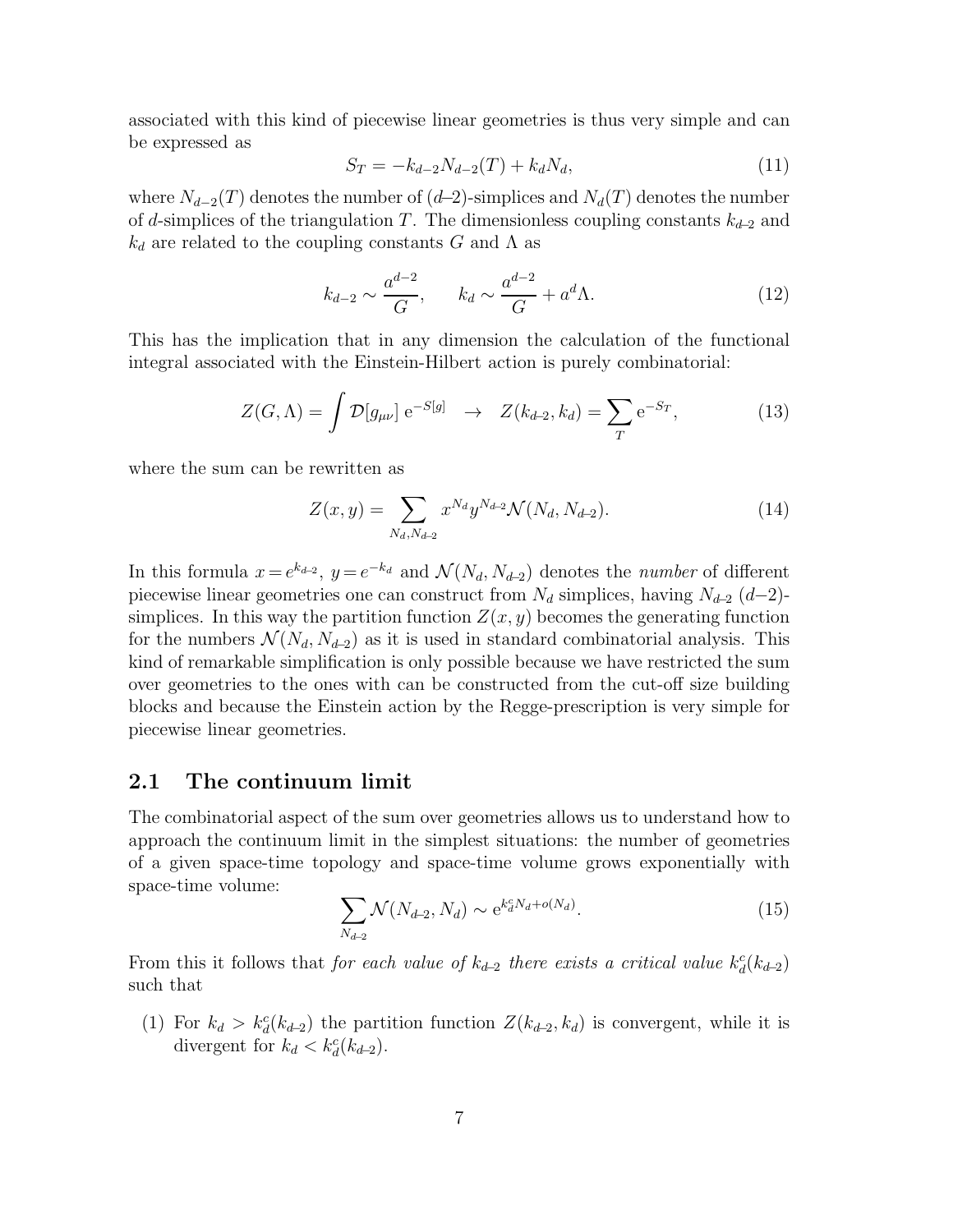associated with this kind of piecewise linear geometries is thus very simple and can be expressed as

$$S_T = -k_{d-2} N_{d-2}(T) + k_d N_d, \tag{11}$$

where $N_{d-2}(T)$ denotes the number of ($d$–2)-simplices and $N_d(T)$ denotes the number of $d$-simplices of the triangulation $T$. The dimensionless coupling constants $k_{d\text{-}2}$ and $k_d$ are related to the coupling constants $G$ and $\Lambda$ as

$$k_{d-2} \sim \frac{a^{d-2}}{G}, \qquad k_d \sim \frac{a^{d-2}}{G} + a^d \Lambda. \tag{12}$$

This has the implication that in any dimension the calculation of the functional integral associated with the Einstein-Hilbert action is purely combinatorial:

$$Z(G,\Lambda) = \int \mathcal{D}[g_{\mu\nu}]\; \mathrm{e}^{-S[g]} \quad \to \quad Z(k_{d\text{-}2}, k_d) = \sum_T \mathrm{e}^{-S_T}, \tag{13}$$

where the sum can be rewritten as

$$Z(x,y) = \sum_{N_d, N_{d\text{-}2}} x^{N_d} y^{N_{d\text{-}2}} \mathcal{N}(N_d, N_{d\text{-}2}). \tag{14}$$

In this formula $x = e^{k_{d\text{-}2}}$, $y = e^{-k_d}$ and $\mathcal{N}(N_d, N_{d\text{-}2})$ denotes the *number* of different piecewise linear geometries one can construct from $N_d$ simplices, having $N_{d\text{-}2}$ ($d$–2)-simplices. In this way the partition function $Z(x,y)$ becomes the generating function for the numbers $\mathcal{N}(N_d, N_{d\text{-}2})$ as it is used in standard combinatorial analysis. This kind of remarkable simplification is only possible because we have restricted the sum over geometries to the ones with can be constructed from the cut-off size building blocks and because the Einstein action by the Regge-prescription is very simple for piecewise linear geometries.

## 2.1 The continuum limit

The combinatorial aspect of the sum over geometries allows us to understand how to approach the continuum limit in the simplest situations: the number of geometries of a given space-time topology and space-time volume grows exponentially with space-time volume:

$$\sum_{N_{d\text{-}2}} \mathcal{N}(N_{d\text{-}2}, N_d) \sim \mathrm{e}^{k_d^c N_d + o(N_d)}. \tag{15}$$

From this it follows that *for each value of $k_{d\text{-}2}$ there exists a critical value $k_d^c(k_{d\text{-}2})$* such that

(1) For $k_d > k_d^c(k_{d\text{-}2})$ the partition function $Z(k_{d\text{-}2}, k_d)$ is convergent, while it is divergent for $k_d < k_d^c(k_{d\text{-}2})$.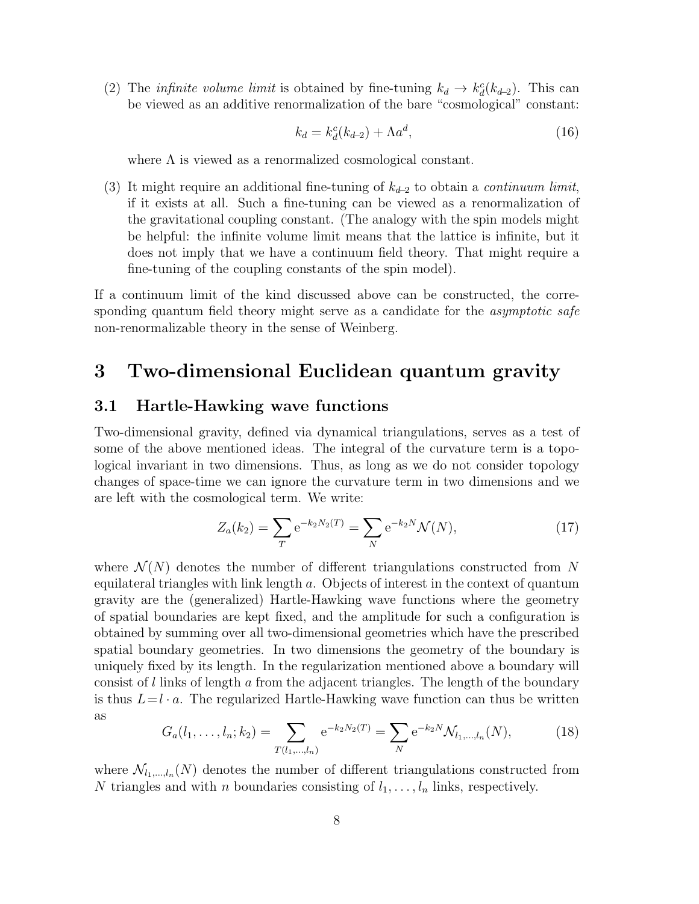(2) The *infinite volume limit* is obtained by fine-tuning $k_d \to k_d^c(k_{d-2})$. This can be viewed as an additive renormalization of the bare "cosmological" constant:

$$k_d = k_d^c(k_{d-2}) + \Lambda a^d, \tag{16}$$

where $\Lambda$ is viewed as a renormalized cosmological constant.

(3) It might require an additional fine-tuning of $k_{d-2}$ to obtain a *continuum limit*, if it exists at all. Such a fine-tuning can be viewed as a renormalization of the gravitational coupling constant. (The analogy with the spin models might be helpful: the infinite volume limit means that the lattice is infinite, but it does not imply that we have a continuum field theory. That might require a fine-tuning of the coupling constants of the spin model).

If a continuum limit of the kind discussed above can be constructed, the corresponding quantum field theory might serve as a candidate for the *asymptotic safe* non-renormalizable theory in the sense of Weinberg.

# 3 Two-dimensional Euclidean quantum gravity

## 3.1 Hartle-Hawking wave functions

Two-dimensional gravity, defined via dynamical triangulations, serves as a test of some of the above mentioned ideas. The integral of the curvature term is a topological invariant in two dimensions. Thus, as long as we do not consider topology changes of space-time we can ignore the curvature term in two dimensions and we are left with the cosmological term. We write:

$$Z_a(k_2) = \sum_T \mathrm{e}^{-k_2 N_2(T)} = \sum_N \mathrm{e}^{-k_2 N} \mathcal{N}(N), \tag{17}$$

where $\mathcal{N}(N)$ denotes the number of different triangulations constructed from $N$ equilateral triangles with link length $a$. Objects of interest in the context of quantum gravity are the (generalized) Hartle-Hawking wave functions where the geometry of spatial boundaries are kept fixed, and the amplitude for such a configuration is obtained by summing over all two-dimensional geometries which have the prescribed spatial boundary geometries. In two dimensions the geometry of the boundary is uniquely fixed by its length. In the regularization mentioned above a boundary will consist of $l$ links of length $a$ from the adjacent triangles. The length of the boundary is thus $L = l \cdot a$. The regularized Hartle-Hawking wave function can thus be written as

$$G_a(l_1, \ldots, l_n; k_2) = \sum_{T(l_1,\ldots,l_n)} \mathrm{e}^{-k_2 N_2(T)} = \sum_N \mathrm{e}^{-k_2 N} \mathcal{N}_{l_1,\ldots,l_n}(N), \tag{18}$$

where $\mathcal{N}_{l_1,\ldots,l_n}(N)$ denotes the number of different triangulations constructed from $N$ triangles and with $n$ boundaries consisting of $l_1, \ldots, l_n$ links, respectively.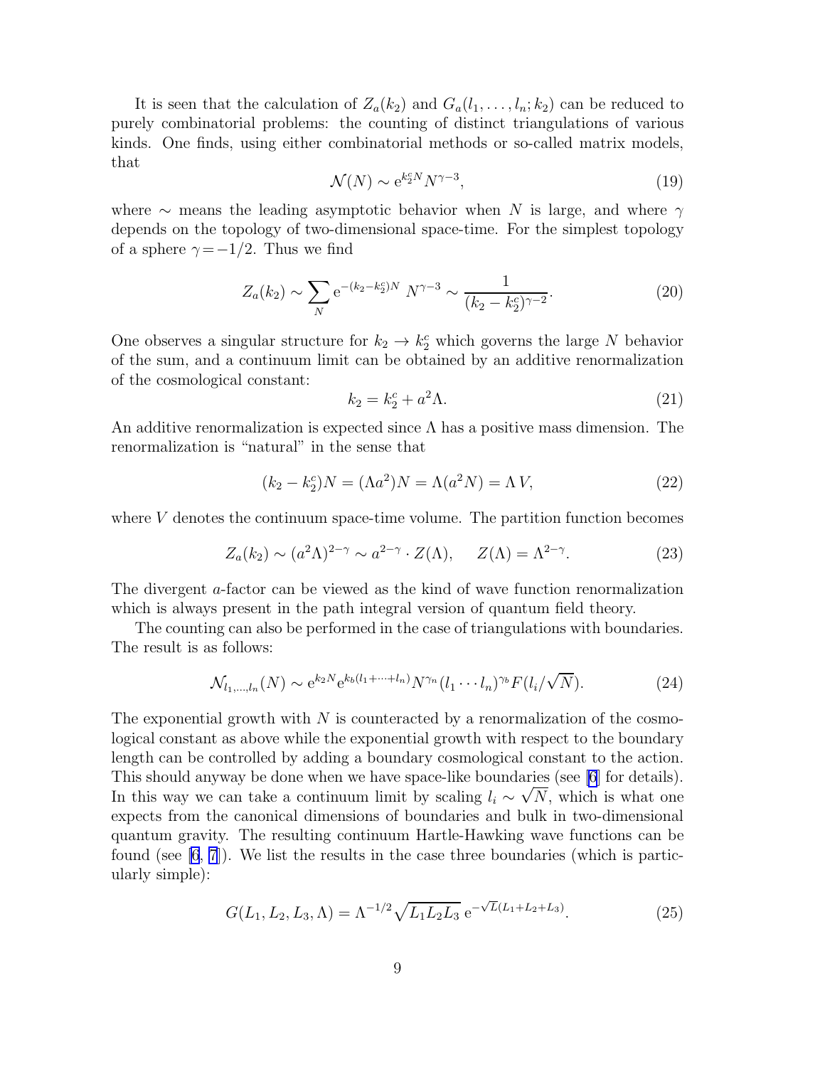It is seen that the calculation of $Z_a(k_2)$ and $G_a(l_1,\ldots,l_n;k_2)$ can be reduced to purely combinatorial problems: the counting of distinct triangulations of various kinds. One finds, using either combinatorial methods or so-called matrix models, that

$$\mathcal{N}(N) \sim \mathrm{e}^{k_2^c N} N^{\gamma-3}, \tag{19}$$

where $\sim$ means the leading asymptotic behavior when $N$ is large, and where $\gamma$ depends on the topology of two-dimensional space-time. For the simplest topology of a sphere $\gamma = -1/2$. Thus we find

$$Z_a(k_2) \sim \sum_N \mathrm{e}^{-(k_2-k_2^c)N}\; N^{\gamma-3} \sim \frac{1}{(k_2-k_2^c)^{\gamma-2}}. \tag{20}$$

One observes a singular structure for $k_2 \to k_2^c$ which governs the large $N$ behavior of the sum, and a continuum limit can be obtained by an additive renormalization of the cosmological constant:

$$k_2 = k_2^c + a^2\Lambda. \tag{21}$$

An additive renormalization is expected since $\Lambda$ has a positive mass dimension. The renormalization is "natural" in the sense that

$$(k_2-k_2^c)N = (\Lambda a^2)N = \Lambda(a^2 N) = \Lambda\, V, \tag{22}$$

where $V$ denotes the continuum space-time volume. The partition function becomes

$$Z_a(k_2) \sim (a^2\Lambda)^{2-\gamma} \sim a^{2-\gamma}\cdot Z(\Lambda), \qquad Z(\Lambda) = \Lambda^{2-\gamma}. \tag{23}$$

The divergent $a$-factor can be viewed as the kind of wave function renormalization which is always present in the path integral version of quantum field theory.

The counting can also be performed in the case of triangulations with boundaries. The result is as follows:

$$\mathcal{N}_{l_1,\ldots,l_n}(N) \sim \mathrm{e}^{k_2 N}\mathrm{e}^{k_b(l_1+\cdots+l_n)} N^{\gamma_n}(l_1\cdots l_n)^{\gamma_b} F(l_i/\sqrt{N}). \tag{24}$$

The exponential growth with $N$ is counteracted by a renormalization of the cosmological constant as above while the exponential growth with respect to the boundary length can be controlled by adding a boundary cosmological constant to the action. This should anyway be done when we have space-like boundaries (see [6] for details). In this way we can take a continuum limit by scaling $l_i \sim \sqrt{N}$, which is what one expects from the canonical dimensions of boundaries and bulk in two-dimensional quantum gravity. The resulting continuum Hartle-Hawking wave functions can be found (see [6, 7]). We list the results in the case three boundaries (which is particularly simple):

$$G(L_1,L_2,L_3,\Lambda) = \Lambda^{-1/2}\sqrt{L_1 L_2 L_3}\;\mathrm{e}^{-\sqrt{L}(L_1+L_2+L_3)}. \tag{25}$$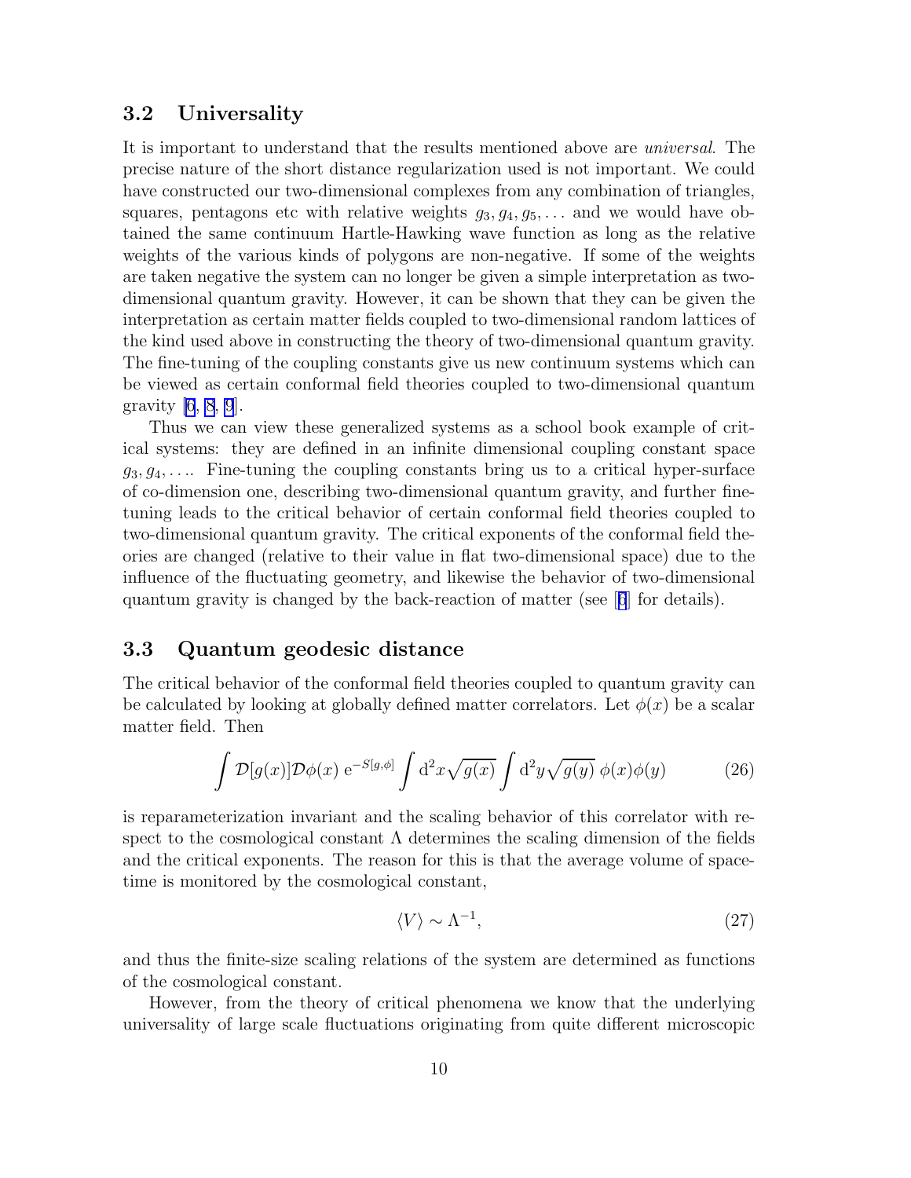### 3.2 Universality

It is important to understand that the results mentioned above are *universal*. The precise nature of the short distance regularization used is not important. We could have constructed our two-dimensional complexes from any combination of triangles, squares, pentagons etc with relative weights $g_3, g_4, g_5, \ldots$ and we would have obtained the same continuum Hartle-Hawking wave function as long as the relative weights of the various kinds of polygons are non-negative. If some of the weights are taken negative the system can no longer be given a simple interpretation as two-dimensional quantum gravity. However, it can be shown that they can be given the interpretation as certain matter fields coupled to two-dimensional random lattices of the kind used above in constructing the theory of two-dimensional quantum gravity. The fine-tuning of the coupling constants give us new continuum systems which can be viewed as certain conformal field theories coupled to two-dimensional quantum gravity [6, 8, 9].

Thus we can view these generalized systems as a school book example of critical systems: they are defined in an infinite dimensional coupling constant space $g_3, g_4, \ldots$. Fine-tuning the coupling constants bring us to a critical hyper-surface of co-dimension one, describing two-dimensional quantum gravity, and further fine-tuning leads to the critical behavior of certain conformal field theories coupled to two-dimensional quantum gravity. The critical exponents of the conformal field theories are changed (relative to their value in flat two-dimensional space) due to the influence of the fluctuating geometry, and likewise the behavior of two-dimensional quantum gravity is changed by the back-reaction of matter (see [6] for details).

### 3.3 Quantum geodesic distance

The critical behavior of the conformal field theories coupled to quantum gravity can be calculated by looking at globally defined matter correlators. Let $\phi(x)$ be a scalar matter field. Then

$$\int \mathcal{D}[g(x)]\mathcal{D}\phi(x)\, \mathrm{e}^{-S[g,\phi]} \int \mathrm{d}^2x \sqrt{g(x)} \int \mathrm{d}^2y \sqrt{g(y)}\; \phi(x)\phi(y) \tag{26}$$

is reparameterization invariant and the scaling behavior of this correlator with respect to the cosmological constant $\Lambda$ determines the scaling dimension of the fields and the critical exponents. The reason for this is that the average volume of space-time is monitored by the cosmological constant,

$$\langle V \rangle \sim \Lambda^{-1}, \tag{27}$$

and thus the finite-size scaling relations of the system are determined as functions of the cosmological constant.

However, from the theory of critical phenomena we know that the underlying universality of large scale fluctuations originating from quite different microscopic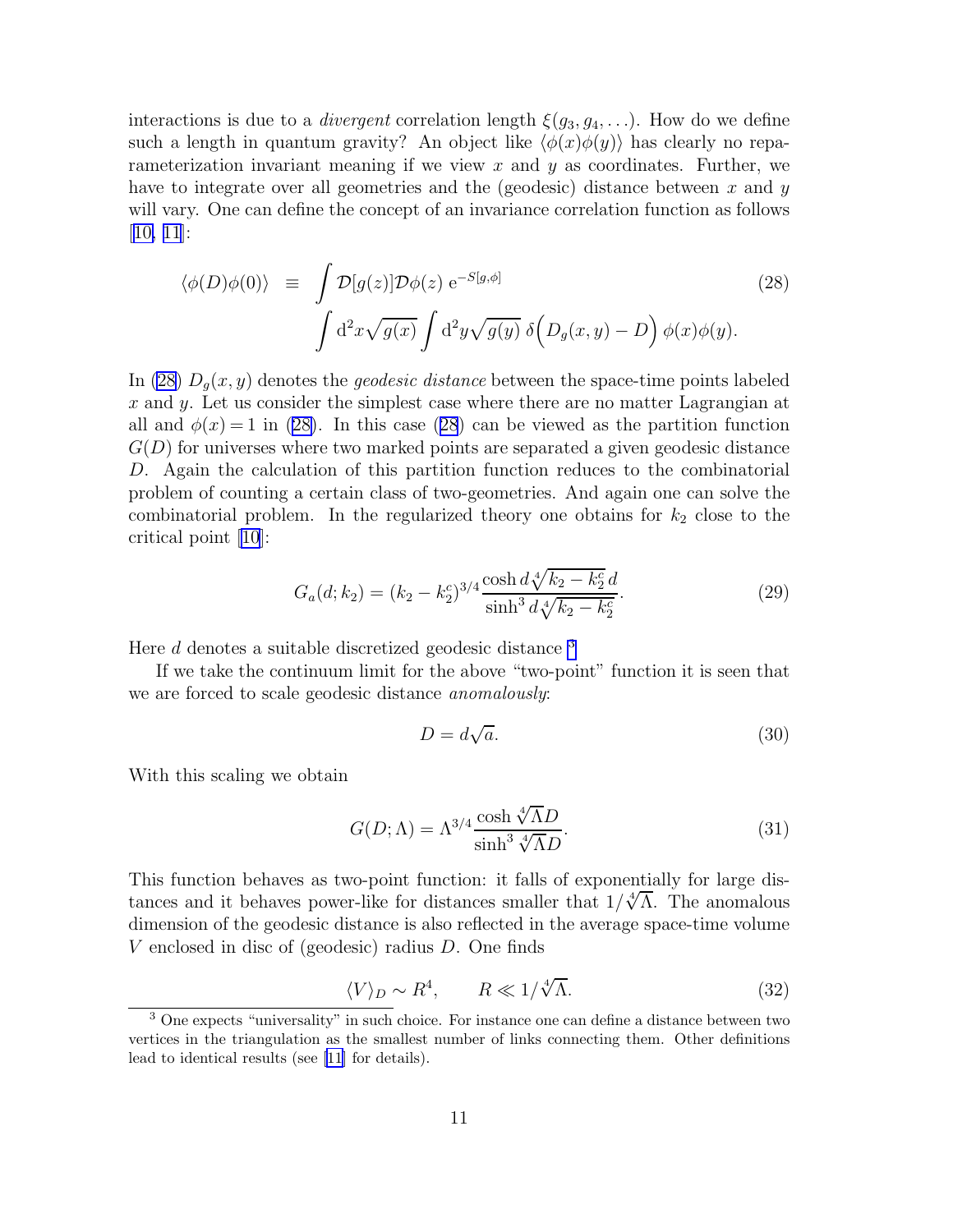interactions is due to a *divergent* correlation length $\xi(g_3, g_4, \ldots)$. How do we define such a length in quantum gravity? An object like $\langle\phi(x)\phi(y)\rangle$ has clearly no reparameterization invariant meaning if we view $x$ and $y$ as coordinates. Further, we have to integrate over all geometries and the (geodesic) distance between $x$ and $y$ will vary. One can define the concept of an invariance correlation function as follows [10, 11]:

$$
\begin{aligned}
\langle\phi(D)\phi(0)\rangle \;\equiv\; & \int \mathcal{D}[g(z)]\mathcal{D}\phi(z)\; \mathrm{e}^{-S[g,\phi]} \\
& \int \mathrm{d}^2x\sqrt{g(x)} \int \mathrm{d}^2y\sqrt{g(y)}\;\delta\Big(D_g(x,y)-D\Big)\,\phi(x)\phi(y).
\end{aligned}
\tag{28}
$$

In (28) $D_g(x,y)$ denotes the *geodesic distance* between the space-time points labeled $x$ and $y$. Let us consider the simplest case where there are no matter Lagrangian at all and $\phi(x)=1$ in (28). In this case (28) can be viewed as the partition function $G(D)$ for universes where two marked points are separated a given geodesic distance $D$. Again the calculation of this partition function reduces to the combinatorial problem of counting a certain class of two-geometries. And again one can solve the combinatorial problem. In the regularized theory one obtains for $k_2$ close to the critical point [10]:

$$
G_a(d;k_2) = (k_2-k_2^c)^{3/4}\frac{\cosh d\sqrt[4]{k_2-k_2^c}\,d}{\sinh^3 d\sqrt[4]{k_2-k_2^c}}.
\tag{29}
$$

Here $d$ denotes a suitable discretized geodesic distance [3]

If we take the continuum limit for the above "two-point" function it is seen that we are forced to scale geodesic distance *anomalously*:

$$
D = d\sqrt{a}.
\tag{30}
$$

With this scaling we obtain

$$
G(D;\Lambda) = \Lambda^{3/4}\frac{\cosh\sqrt[4]{\Lambda}D}{\sinh^3\sqrt[4]{\Lambda}D}.
\tag{31}
$$

This function behaves as two-point function: it falls of exponentially for large distances and it behaves power-like for distances smaller that $1/\sqrt[4]{\Lambda}$. The anomalous dimension of the geodesic distance is also reflected in the average space-time volume $V$ enclosed in disc of (geodesic) radius $D$. One finds

$$
\langle V\rangle_D \sim R^4, \qquad R \ll 1/\sqrt[4]{\Lambda}.
\tag{32}
$$

[3] One expects "universality" in such choice. For instance one can define a distance between two vertices in the triangulation as the smallest number of links connecting them. Other definitions lead to identical results (see [11] for details).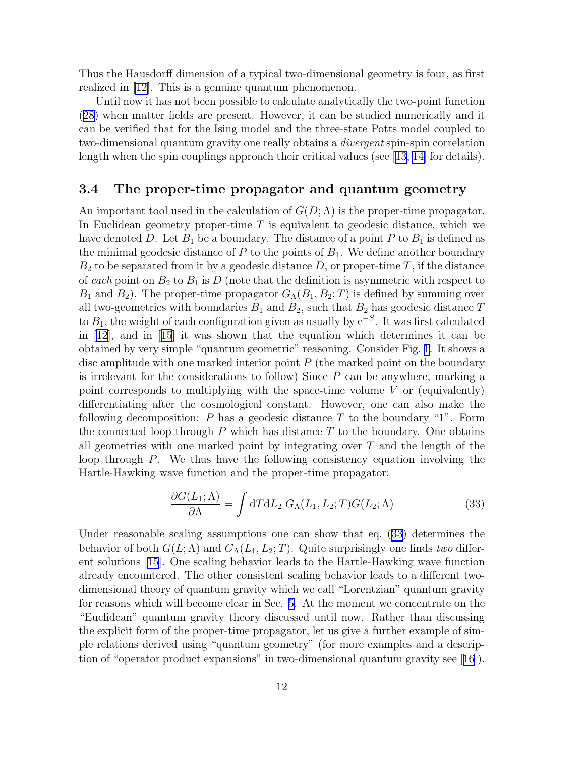Thus the Hausdorff dimension of a typical two-dimensional geometry is four, as first realized in [12]. This is a genuine quantum phenomenon.

Until now it has not been possible to calculate analytically the two-point function (28) when matter fields are present. However, it can be studied numerically and it can be verified that for the Ising model and the three-state Potts model coupled to two-dimensional quantum gravity one really obtains a *divergent* spin-spin correlation length when the spin couplings approach their critical values (see [13, 14] for details).

### 3.4 The proper-time propagator and quantum geometry

An important tool used in the calculation of $G(D;\Lambda)$ is the proper-time propagator. In Euclidean geometry proper-time $T$ is equivalent to geodesic distance, which we have denoted $D$. Let $B_1$ be a boundary. The distance of a point $P$ to $B_1$ is defined as the minimal geodesic distance of $P$ to the points of $B_1$. We define another boundary $B_2$ to be separated from it by a geodesic distance $D$, or proper-time $T$, if the distance of *each* point on $B_2$ to $B_1$ is $D$ (note that the definition is asymmetric with respect to $B_1$ and $B_2$). The proper-time propagator $G_\Lambda(B_1, B_2; T)$ is defined by summing over all two-geometries with boundaries $B_1$ and $B_2$, such that $B_2$ has geodesic distance $T$ to $B_1$, the weight of each configuration given as usually by $\mathrm{e}^{-S}$. It was first calculated in [12], and in [15] it was shown that the equation which determines it can be obtained by very simple "quantum geometric" reasoning. Consider Fig. 1. It shows a disc amplitude with one marked interior point $P$ (the marked point on the boundary is irrelevant for the considerations to follow) Since $P$ can be anywhere, marking a point corresponds to multiplying with the space-time volume $V$ or (equivalently) differentiating after the cosmological constant. However, one can also make the following decomposition: $P$ has a geodesic distance $T$ to the boundary "1". Form the connected loop through $P$ which has distance $T$ to the boundary. One obtains all geometries with one marked point by integrating over $T$ and the length of the loop through $P$. We thus have the following consistency equation involving the Hartle-Hawking wave function and the proper-time propagator:

$$\frac{\partial G(L_1;\Lambda)}{\partial \Lambda} = \int \mathrm{d}T \mathrm{d}L_2 \; G_\Lambda(L_1, L_2; T) G(L_2;\Lambda) \tag{33}$$

Under reasonable scaling assumptions one can show that eq. (33) determines the behavior of both $G(L;\Lambda)$ and $G_\Lambda(L_1, L_2; T)$. Quite surprisingly one finds *two* different solutions [15]. One scaling behavior leads to the Hartle-Hawking wave function already encountered. The other consistent scaling behavior leads to a different two-dimensional theory of quantum gravity which we call "Lorentzian" quantum gravity for reasons which will become clear in Sec. 5. At the moment we concentrate on the "Euclidean" quantum gravity theory discussed until now. Rather than discussing the explicit form of the proper-time propagator, let us give a further example of simple relations derived using "quantum geometry" (for more examples and a description of "operator product expansions" in two-dimensional quantum gravity see [16]).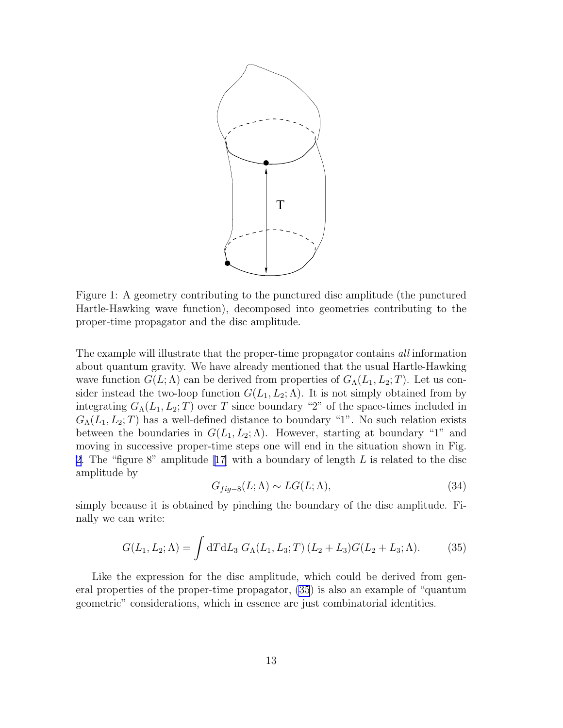Figure 1: A geometry contributing to the punctured disc amplitude (the punctured Hartle-Hawking wave function), decomposed into geometries contributing to the proper-time propagator and the disc amplitude.

The example will illustrate that the proper-time propagator contains *all* information about quantum gravity. We have already mentioned that the usual Hartle-Hawking wave function $G(L;\Lambda)$ can be derived from properties of $G_\Lambda(L_1,L_2;T)$. Let us consider instead the two-loop function $G(L_1,L_2;\Lambda)$. It is not simply obtained from by integrating $G_\Lambda(L_1,L_2;T)$ over $T$ since boundary "2" of the space-times included in $G_\Lambda(L_1,L_2;T)$ has a well-defined distance to boundary "1". No such relation exists between the boundaries in $G(L_1,L_2;\Lambda)$. However, starting at boundary "1" and moving in successive proper-time steps one will end in the situation shown in Fig. 2. The "figure 8" amplitude [17] with a boundary of length $L$ is related to the disc amplitude by

$$G_{fig-8}(L;\Lambda) \sim L G(L;\Lambda), \tag{34}$$

simply because it is obtained by pinching the boundary of the disc amplitude. Finally we can write:

$$G(L_1,L_2;\Lambda) = \int \mathrm{d}T \mathrm{d}L_3 \; G_\Lambda(L_1,L_3;T)\,(L_2+L_3) G(L_2+L_3;\Lambda). \tag{35}$$

Like the expression for the disc amplitude, which could be derived from general properties of the proper-time propagator, (35) is also an example of "quantum geometric" considerations, which in essence are just combinatorial identities.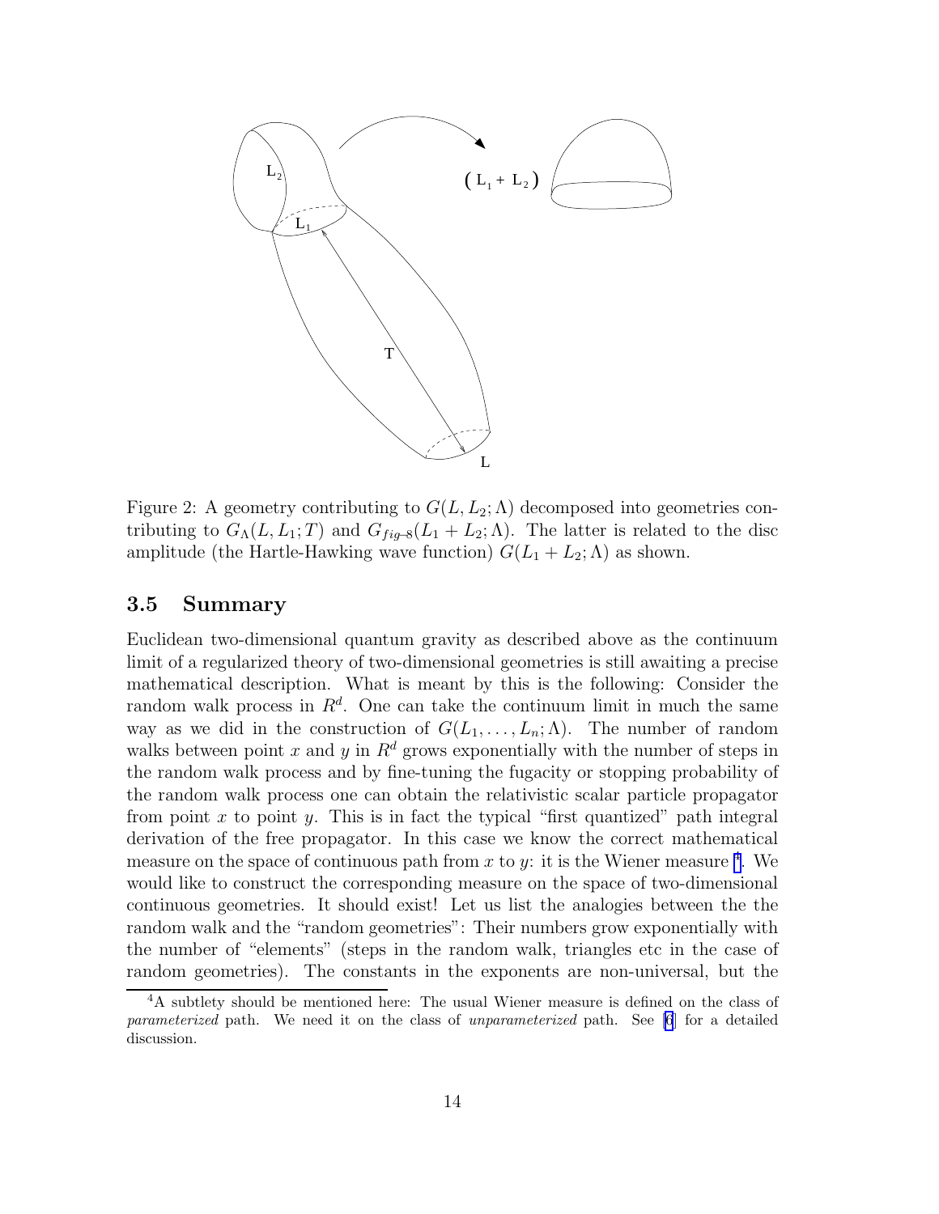Figure 2: A geometry contributing to $G(L, L_2; \Lambda)$ decomposed into geometries contributing to $G_\Lambda(L, L_1; T)$ and $G_{fig\text{–}8}(L_1 + L_2; \Lambda)$. The latter is related to the disc amplitude (the Hartle-Hawking wave function) $G(L_1 + L_2; \Lambda)$ as shown.

### 3.5 Summary

Euclidean two-dimensional quantum gravity as described above as the continuum limit of a regularized theory of two-dimensional geometries is still awaiting a precise mathematical description. What is meant by this is the following: Consider the random walk process in $R^d$. One can take the continuum limit in much the same way as we did in the construction of $G(L_1, \ldots, L_n; \Lambda)$. The number of random walks between point $x$ and $y$ in $R^d$ grows exponentially with the number of steps in the random walk process and by fine-tuning the fugacity or stopping probability of the random walk process one can obtain the relativistic scalar particle propagator from point $x$ to point $y$. This is in fact the typical "first quantized" path integral derivation of the free propagator. In this case we know the correct mathematical measure on the space of continuous path from $x$ to $y$: it is the Wiener measure [4]. We would like to construct the corresponding measure on the space of two-dimensional continuous geometries. It should exist! Let us list the analogies between the the random walk and the "random geometries": Their numbers grow exponentially with the number of "elements" (steps in the random walk, triangles etc in the case of random geometries). The constants in the exponents are non-universal, but the

[4] A subtlety should be mentioned here: The usual Wiener measure is defined on the class of *parameterized* path. We need it on the class of *unparameterized* path. See [6] for a detailed discussion.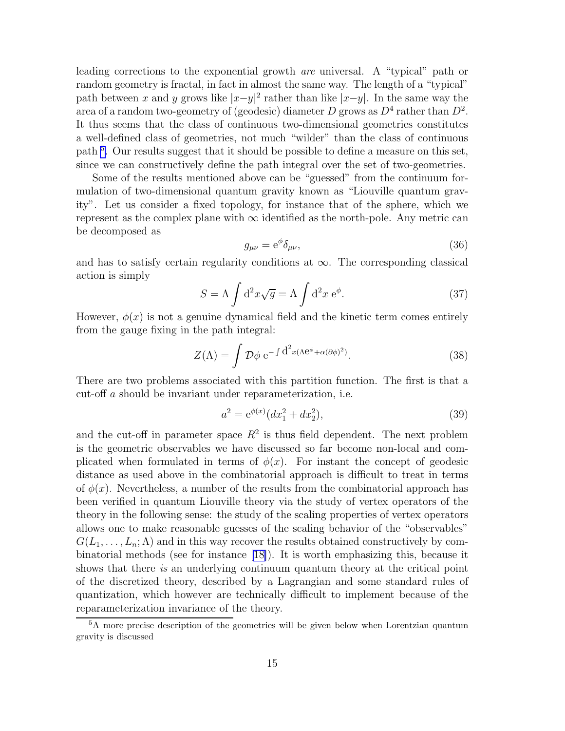leading corrections to the exponential growth *are* universal. A "typical" path or random geometry is fractal, in fact in almost the same way. The length of a "typical" path between $x$ and $y$ grows like $|x-y|^2$ rather than like $|x-y|$. In the same way the area of a random two-geometry of (geodesic) diameter $D$ grows as $D^4$ rather than $D^2$. It thus seems that the class of continuous two-dimensional geometries constitutes a well-defined class of geometries, not much "wilder" than the class of continuous path [5]. Our results suggest that it should be possible to define a measure on this set, since we can constructively define the path integral over the set of two-geometries.

Some of the results mentioned above can be "guessed" from the continuum formulation of two-dimensional quantum gravity known as "Liouville quantum gravity". Let us consider a fixed topology, for instance that of the sphere, which we represent as the complex plane with $\infty$ identified as the north-pole. Any metric can be decomposed as

$$g_{\mu\nu} = \mathrm{e}^{\phi}\delta_{\mu\nu}, \tag{36}$$

and has to satisfy certain regularity conditions at $\infty$. The corresponding classical action is simply

$$S = \Lambda \int \mathrm{d}^2x\sqrt{g} = \Lambda \int \mathrm{d}^2x \; \mathrm{e}^{\phi}. \tag{37}$$

However, $\phi(x)$ is not a genuine dynamical field and the kinetic term comes entirely from the gauge fixing in the path integral:

$$Z(\Lambda) = \int \mathcal{D}\phi \; \mathrm{e}^{-\int \mathrm{d}^2x(\Lambda \mathrm{e}^{\phi} + \alpha(\partial\phi)^2)}. \tag{38}$$

There are two problems associated with this partition function. The first is that a cut-off $a$ should be invariant under reparameterization, i.e.

$$a^2 = \mathrm{e}^{\phi(x)}(dx_1^2 + dx_2^2), \tag{39}$$

and the cut-off in parameter space $R^2$ is thus field dependent. The next problem is the geometric observables we have discussed so far become non-local and complicated when formulated in terms of $\phi(x)$. For instant the concept of geodesic distance as used above in the combinatorial approach is difficult to treat in terms of $\phi(x)$. Nevertheless, a number of the results from the combinatorial approach has been verified in quantum Liouville theory via the study of vertex operators of the theory in the following sense: the study of the scaling properties of vertex operators allows one to make reasonable guesses of the scaling behavior of the "observables" $G(L_1, \ldots, L_n; \Lambda)$ and in this way recover the results obtained constructively by combinatorial methods (see for instance [18]). It is worth emphasizing this, because it shows that there *is* an underlying continuum quantum theory at the critical point of the discretized theory, described by a Lagrangian and some standard rules of quantization, which however are technically difficult to implement because of the reparameterization invariance of the theory.

---

[5] A more precise description of the geometries will be given below when Lorentzian quantum gravity is discussed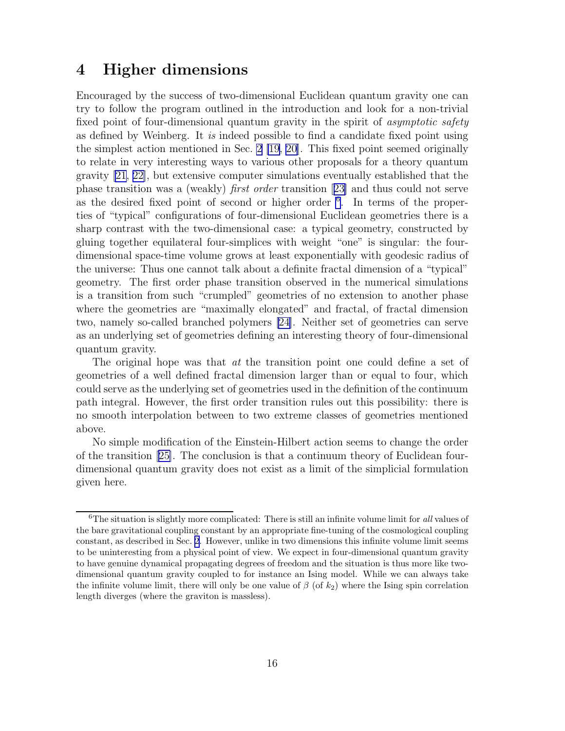# 4 Higher dimensions

Encouraged by the success of two-dimensional Euclidean quantum gravity one can try to follow the program outlined in the introduction and look for a non-trivial fixed point of four-dimensional quantum gravity in the spirit of *asymptotic safety* as defined by Weinberg. It *is* indeed possible to find a candidate fixed point using the simplest action mentioned in Sec. 2 [19, 20]. This fixed point seemed originally to relate in very interesting ways to various other proposals for a theory quantum gravity [21, 22], but extensive computer simulations eventually established that the phase transition was a (weakly) *first order* transition [23] and thus could not serve as the desired fixed point of second or higher order [6]. In terms of the properties of "typical" configurations of four-dimensional Euclidean geometries there is a sharp contrast with the two-dimensional case: a typical geometry, constructed by gluing together equilateral four-simplices with weight "one" is singular: the four-dimensional space-time volume grows at least exponentially with geodesic radius of the universe: Thus one cannot talk about a definite fractal dimension of a "typical" geometry. The first order phase transition observed in the numerical simulations is a transition from such "crumpled" geometries of no extension to another phase where the geometries are "maximally elongated" and fractal, of fractal dimension two, namely so-called branched polymers [24]. Neither set of geometries can serve as an underlying set of geometries defining an interesting theory of four-dimensional quantum gravity.

The original hope was that *at* the transition point one could define a set of geometries of a well defined fractal dimension larger than or equal to four, which could serve as the underlying set of geometries used in the definition of the continuum path integral. However, the first order transition rules out this possibility: there is no smooth interpolation between to two extreme classes of geometries mentioned above.

No simple modification of the Einstein-Hilbert action seems to change the order of the transition [25]. The conclusion is that a continuum theory of Euclidean four-dimensional quantum gravity does not exist as a limit of the simplicial formulation given here.

---

[6] The situation is slightly more complicated: There is still an infinite volume limit for *all* values of the bare gravitational coupling constant by an appropriate fine-tuning of the cosmological coupling constant, as described in Sec. 2. However, unlike in two dimensions this infinite volume limit seems to be uninteresting from a physical point of view. We expect in four-dimensional quantum gravity to have genuine dynamical propagating degrees of freedom and the situation is thus more like two-dimensional quantum gravity coupled to for instance an Ising model. While we can always take the infinite volume limit, there will only be one value of $\beta$ (of $k_2$) where the Ising spin correlation length diverges (where the graviton is massless).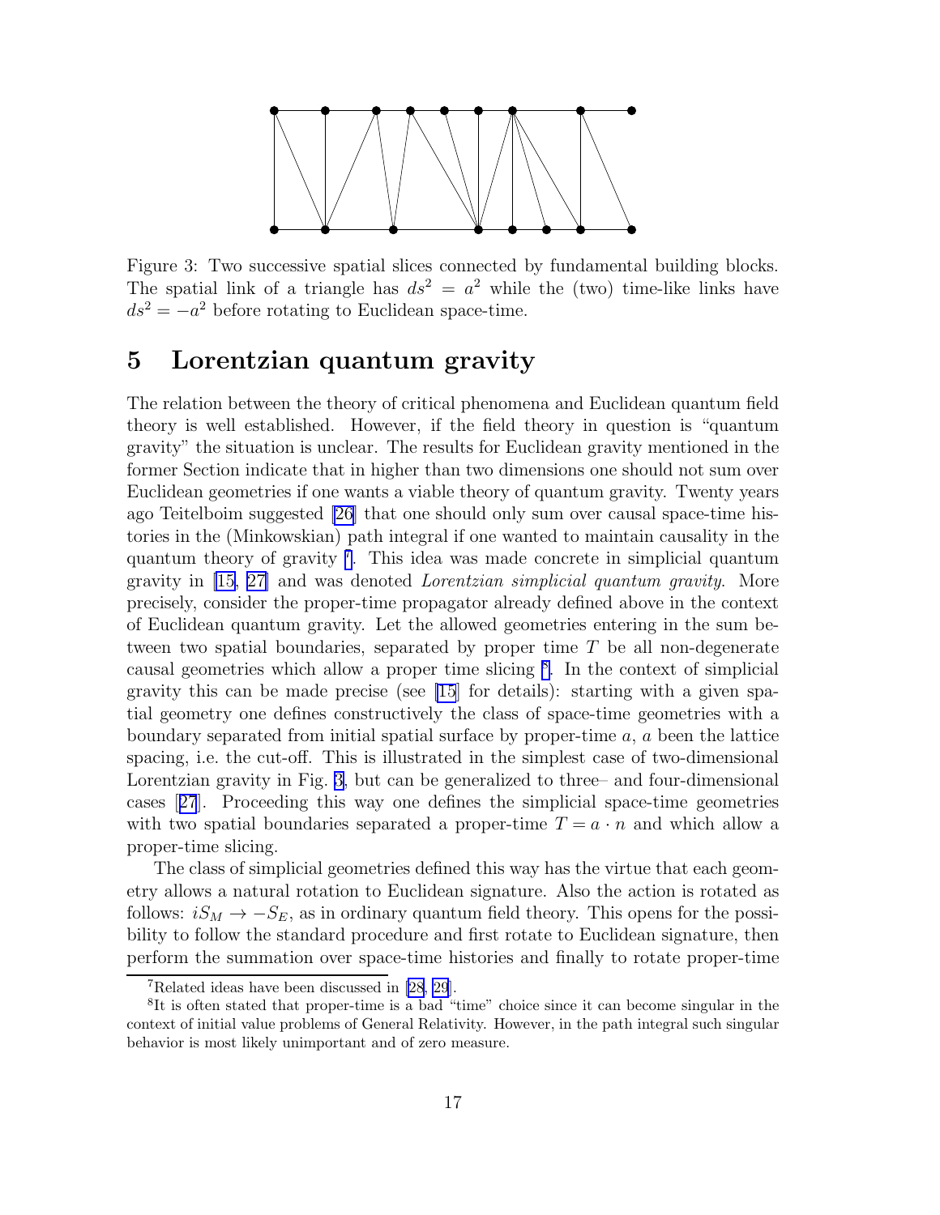Figure 3: Two successive spatial slices connected by fundamental building blocks. The spatial link of a triangle has $ds^2 = a^2$ while the (two) time-like links have $ds^2 = -a^2$ before rotating to Euclidean space-time.

# 5 Lorentzian quantum gravity

The relation between the theory of critical phenomena and Euclidean quantum field theory is well established. However, if the field theory in question is "quantum gravity" the situation is unclear. The results for Euclidean gravity mentioned in the former Section indicate that in higher than two dimensions one should not sum over Euclidean geometries if one wants a viable theory of quantum gravity. Twenty years ago Teitelboim suggested [26] that one should only sum over causal space-time histories in the (Minkowskian) path integral if one wanted to maintain causality in the quantum theory of gravity [7]. This idea was made concrete in simplicial quantum gravity in [15, 27] and was denoted *Lorentzian simplicial quantum gravity*. More precisely, consider the proper-time propagator already defined above in the context of Euclidean quantum gravity. Let the allowed geometries entering in the sum between two spatial boundaries, separated by proper time $T$ be all non-degenerate causal geometries which allow a proper time slicing [8]. In the context of simplicial gravity this can be made precise (see [15] for details): starting with a given spatial geometry one defines constructively the class of space-time geometries with a boundary separated from initial spatial surface by proper-time $a$, $a$ been the lattice spacing, i.e. the cut-off. This is illustrated in the simplest case of two-dimensional Lorentzian gravity in Fig. 3, but can be generalized to three– and four-dimensional cases [27]. Proceeding this way one defines the simplicial space-time geometries with two spatial boundaries separated a proper-time $T = a \cdot n$ and which allow a proper-time slicing.

The class of simplicial geometries defined this way has the virtue that each geometry allows a natural rotation to Euclidean signature. Also the action is rotated as follows: $iS_M \to -S_E$, as in ordinary quantum field theory. This opens for the possibility to follow the standard procedure and first rotate to Euclidean signature, then perform the summation over space-time histories and finally to rotate proper-time

[7] Related ideas have been discussed in [28, 29].

[8] It is often stated that proper-time is a bad "time" choice since it can become singular in the context of initial value problems of General Relativity. However, in the path integral such singular behavior is most likely unimportant and of zero measure.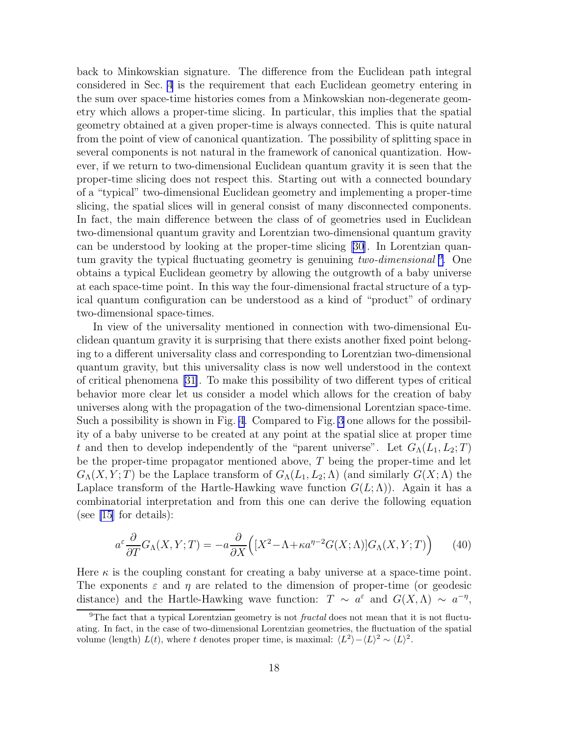back to Minkowskian signature. The difference from the Euclidean path integral considered in Sec. 4 is the requirement that each Euclidean geometry entering in the sum over space-time histories comes from a Minkowskian non-degenerate geometry which allows a proper-time slicing. In particular, this implies that the spatial geometry obtained at a given proper-time is always connected. This is quite natural from the point of view of canonical quantization. The possibility of splitting space in several components is not natural in the framework of canonical quantization. However, if we return to two-dimensional Euclidean quantum gravity it is seen that the proper-time slicing does not respect this. Starting out with a connected boundary of a "typical" two-dimensional Euclidean geometry and implementing a proper-time slicing, the spatial slices will in general consist of many disconnected components. In fact, the main difference between the class of of geometries used in Euclidean two-dimensional quantum gravity and Lorentzian two-dimensional quantum gravity can be understood by looking at the proper-time slicing [30]. In Lorentzian quantum gravity the typical fluctuating geometry is genuining *two-dimensional* [9]. One obtains a typical Euclidean geometry by allowing the outgrowth of a baby universe at each space-time point. In this way the four-dimensional fractal structure of a typical quantum configuration can be understood as a kind of "product" of ordinary two-dimensional space-times.

In view of the universality mentioned in connection with two-dimensional Euclidean quantum gravity it is surprising that there exists another fixed point belonging to a different universality class and corresponding to Lorentzian two-dimensional quantum gravity, but this universality class is now well understood in the context of critical phenomena [31]. To make this possibility of two different types of critical behavior more clear let us consider a model which allows for the creation of baby universes along with the propagation of the two-dimensional Lorentzian space-time. Such a possibility is shown in Fig. 4. Compared to Fig. 3 one allows for the possibility of a baby universe to be created at any point at the spatial slice at proper time $t$ and then to develop independently of the "parent universe". Let $G_\Lambda(L_1, L_2; T)$ be the proper-time propagator mentioned above, $T$ being the proper-time and let $G_\Lambda(X, Y; T)$ be the Laplace transform of $G_\Lambda(L_1, L_2; \Lambda)$ (and similarly $G(X; \Lambda)$ the Laplace transform of the Hartle-Hawking wave function $G(L; \Lambda)$). Again it has a combinatorial interpretation and from this one can derive the following equation (see [15] for details):

$$a^\varepsilon \frac{\partial}{\partial T} G_\Lambda(X, Y; T) = -a \frac{\partial}{\partial X}\Big( [X^2 - \Lambda + \kappa a^{\eta-2} G(X; \Lambda)] G_\Lambda(X, Y; T) \Big) \qquad (40)$$

Here $\kappa$ is the coupling constant for creating a baby universe at a space-time point. The exponents $\varepsilon$ and $\eta$ are related to the dimension of proper-time (or geodesic distance) and the Hartle-Hawking wave function: $T \sim a^\varepsilon$ and $G(X, \Lambda) \sim a^{-\eta}$,

[9] The fact that a typical Lorentzian geometry is not *fractal* does not mean that it is not fluctuating. In fact, in the case of two-dimensional Lorentzian geometries, the fluctuation of the spatial volume (length) $L(t)$, where $t$ denotes proper time, is maximal: $\langle L^2 \rangle - \langle L \rangle^2 \sim \langle L \rangle^2$.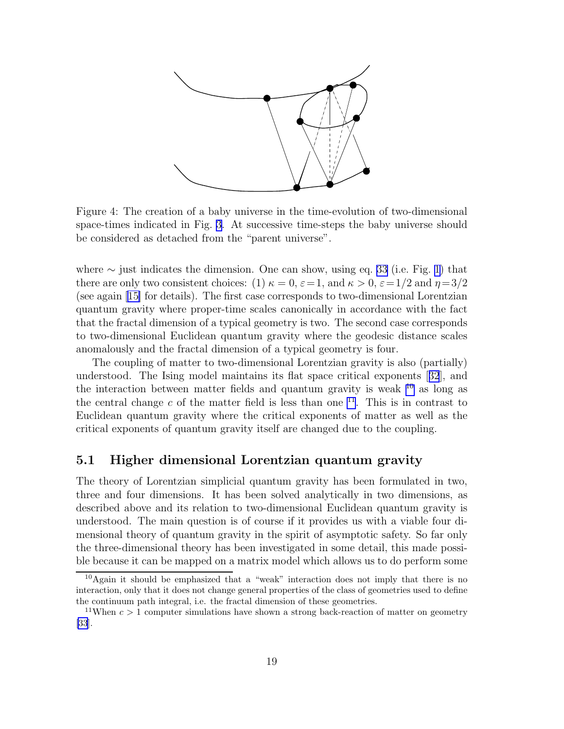Figure 4: The creation of a baby universe in the time-evolution of two-dimensional space-times indicated in Fig. 3. At successive time-steps the baby universe should be considered as detached from the "parent universe".

where $\sim$ just indicates the dimension. One can show, using eq. 33 (i.e. Fig. 1) that there are only two consistent choices: (1) $\kappa = 0$, $\varepsilon = 1$, and $\kappa > 0$, $\varepsilon = 1/2$ and $\eta = 3/2$ (see again [15] for details). The first case corresponds to two-dimensional Lorentzian quantum gravity where proper-time scales canonically in accordance with the fact that the fractal dimension of a typical geometry is two. The second case corresponds to two-dimensional Euclidean quantum gravity where the geodesic distance scales anomalously and the fractal dimension of a typical geometry is four.

The coupling of matter to two-dimensional Lorentzian gravity is also (partially) understood. The Ising model maintains its flat space critical exponents [32], and the interaction between matter fields and quantum gravity is weak [10] as long as the central change $c$ of the matter field is less than one [11]. This is in contrast to Euclidean quantum gravity where the critical exponents of matter as well as the critical exponents of quantum gravity itself are changed due to the coupling.

### 5.1 Higher dimensional Lorentzian quantum gravity

The theory of Lorentzian simplicial quantum gravity has been formulated in two, three and four dimensions. It has been solved analytically in two dimensions, as described above and its relation to two-dimensional Euclidean quantum gravity is understood. The main question is of course if it provides us with a viable four dimensional theory of quantum gravity in the spirit of asymptotic safety. So far only the three-dimensional theory has been investigated in some detail, this made possible because it can be mapped on a matrix model which allows us to do perform some

[10] Again it should be emphasized that a "weak" interaction does not imply that there is no interaction, only that it does not change general properties of the class of geometries used to define the continuum path integral, i.e. the fractal dimension of these geometries.

[11] When $c > 1$ computer simulations have shown a strong back-reaction of matter on geometry [33].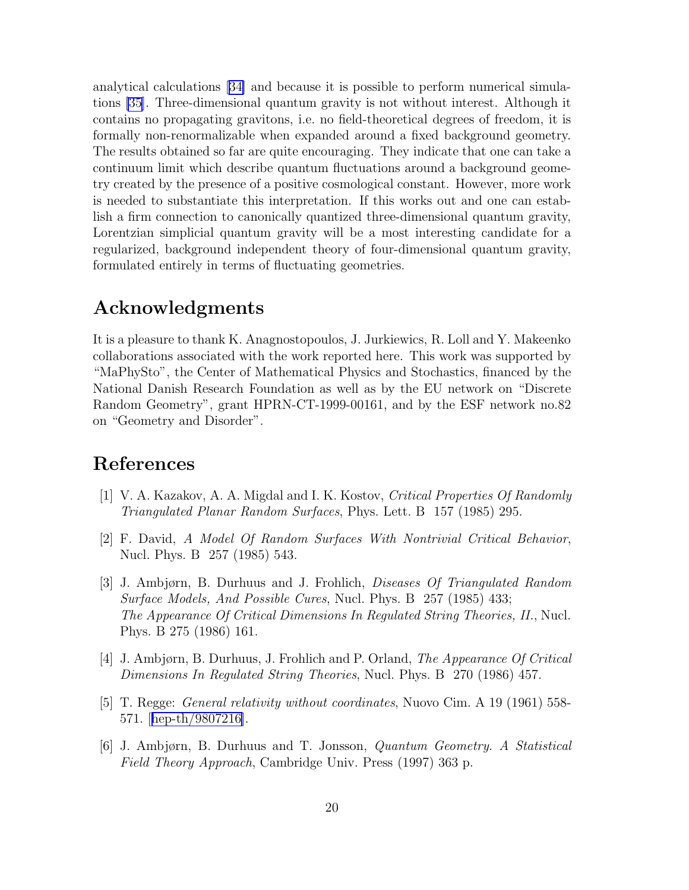analytical calculations [34] and because it is possible to perform numerical simulations [35]. Three-dimensional quantum gravity is not without interest. Although it contains no propagating gravitons, i.e. no field-theoretical degrees of freedom, it is formally non-renormalizable when expanded around a fixed background geometry. The results obtained so far are quite encouraging. They indicate that one can take a continuum limit which describe quantum fluctuations around a background geometry created by the presence of a positive cosmological constant. However, more work is needed to substantiate this interpretation. If this works out and one can establish a firm connection to canonically quantized three-dimensional quantum gravity, Lorentzian simplicial quantum gravity will be a most interesting candidate for a regularized, background independent theory of four-dimensional quantum gravity, formulated entirely in terms of fluctuating geometries.

# Acknowledgments

It is a pleasure to thank K. Anagnostopoulos, J. Jurkiewics, R. Loll and Y. Makeenko collaborations associated with the work reported here. This work was supported by "MaPhySto", the Center of Mathematical Physics and Stochastics, financed by the National Danish Research Foundation as well as by the EU network on "Discrete Random Geometry", grant HPRN-CT-1999-00161, and by the ESF network no.82 on "Geometry and Disorder".

# References

[1] V. A. Kazakov, A. A. Migdal and I. K. Kostov, *Critical Properties Of Randomly Triangulated Planar Random Surfaces*, Phys. Lett. B 157 (1985) 295.

[2] F. David, *A Model Of Random Surfaces With Nontrivial Critical Behavior*, Nucl. Phys. B 257 (1985) 543.

[3] J. Ambjørn, B. Durhuus and J. Frohlich, *Diseases Of Triangulated Random Surface Models, And Possible Cures*, Nucl. Phys. B 257 (1985) 433; *The Appearance Of Critical Dimensions In Regulated String Theories, II.*, Nucl. Phys. B 275 (1986) 161.

[4] J. Ambjørn, B. Durhuus, J. Frohlich and P. Orland, *The Appearance Of Critical Dimensions In Regulated String Theories*, Nucl. Phys. B 270 (1986) 457.

[5] T. Regge: *General relativity without coordinates*, Nuovo Cim. A 19 (1961) 558-571. [hep-th/9807216].

[6] J. Ambjørn, B. Durhuus and T. Jonsson, *Quantum Geometry. A Statistical Field Theory Approach*, Cambridge Univ. Press (1997) 363 p.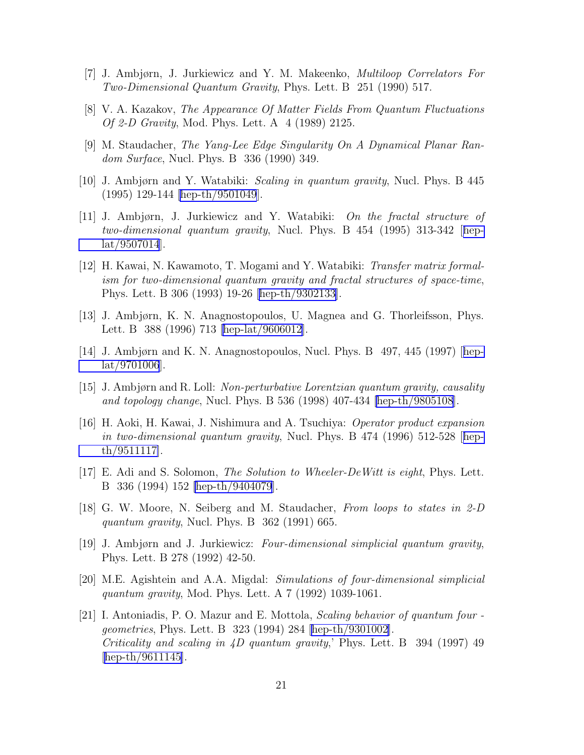[7] J. Ambjørn, J. Jurkiewicz and Y. M. Makeenko, *Multiloop Correlators For Two-Dimensional Quantum Gravity*, Phys. Lett. B 251 (1990) 517.

[8] V. A. Kazakov, *The Appearance Of Matter Fields From Quantum Fluctuations Of 2-D Gravity*, Mod. Phys. Lett. A 4 (1989) 2125.

[9] M. Staudacher, *The Yang-Lee Edge Singularity On A Dynamical Planar Random Surface*, Nucl. Phys. B 336 (1990) 349.

[10] J. Ambjørn and Y. Watabiki: *Scaling in quantum gravity*, Nucl. Phys. B 445 (1995) 129-144 [hep-th/9501049].

[11] J. Ambjørn, J. Jurkiewicz and Y. Watabiki: *On the fractal structure of two-dimensional quantum gravity*, Nucl. Phys. B 454 (1995) 313-342 [hep-lat/9507014].

[12] H. Kawai, N. Kawamoto, T. Mogami and Y. Watabiki: *Transfer matrix formalism for two-dimensional quantum gravity and fractal structures of space-time*, Phys. Lett. B 306 (1993) 19-26 [hep-th/9302133].

[13] J. Ambjørn, K. N. Anagnostopoulos, U. Magnea and G. Thorleifsson, Phys. Lett. B 388 (1996) 713 [hep-lat/9606012].

[14] J. Ambjørn and K. N. Anagnostopoulos, Nucl. Phys. B 497, 445 (1997) [hep-lat/9701006].

[15] J. Ambjørn and R. Loll: *Non-perturbative Lorentzian quantum gravity, causality and topology change*, Nucl. Phys. B 536 (1998) 407-434 [hep-th/9805108].

[16] H. Aoki, H. Kawai, J. Nishimura and A. Tsuchiya: *Operator product expansion in two-dimensional quantum gravity*, Nucl. Phys. B 474 (1996) 512-528 [hep-th/9511117].

[17] E. Adi and S. Solomon, *The Solution to Wheeler-DeWitt is eight*, Phys. Lett. B 336 (1994) 152 [hep-th/9404079].

[18] G. W. Moore, N. Seiberg and M. Staudacher, *From loops to states in 2-D quantum gravity*, Nucl. Phys. B 362 (1991) 665.

[19] J. Ambjørn and J. Jurkiewicz: *Four-dimensional simplicial quantum gravity*, Phys. Lett. B 278 (1992) 42-50.

[20] M.E. Agishtein and A.A. Migdal: *Simulations of four-dimensional simplicial quantum gravity*, Mod. Phys. Lett. A 7 (1992) 1039-1061.

[21] I. Antoniadis, P. O. Mazur and E. Mottola, *Scaling behavior of quantum four - geometries*, Phys. Lett. B 323 (1994) 284 [hep-th/9301002].
*Criticality and scaling in 4D quantum gravity*,' Phys. Lett. B 394 (1997) 49 [hep-th/9611145].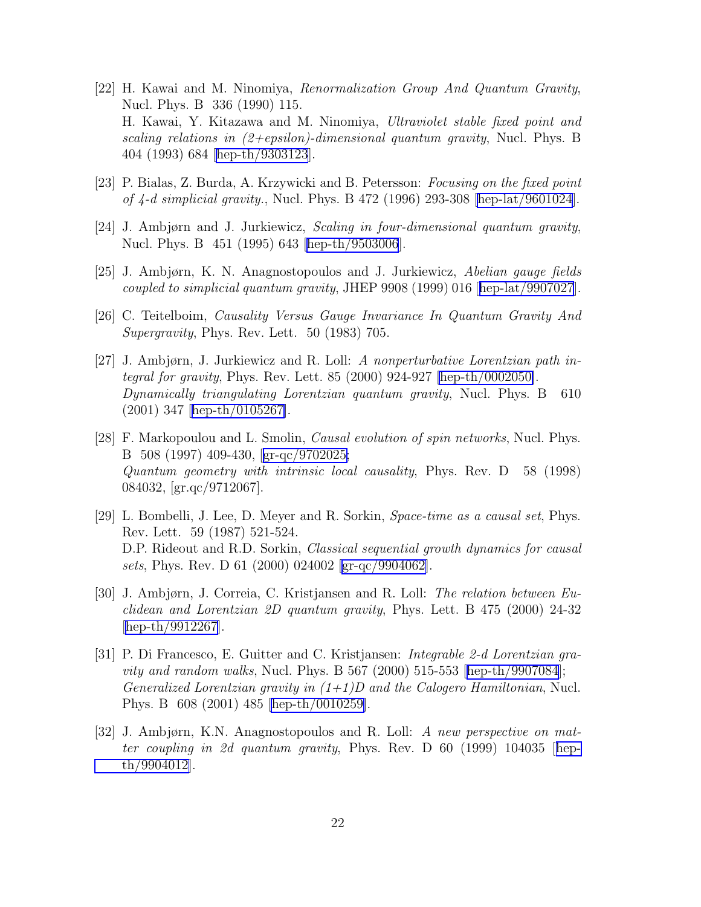[22] H. Kawai and M. Ninomiya, *Renormalization Group And Quantum Gravity*, Nucl. Phys. B 336 (1990) 115.
H. Kawai, Y. Kitazawa and M. Ninomiya, *Ultraviolet stable fixed point and scaling relations in (2+epsilon)-dimensional quantum gravity*, Nucl. Phys. B 404 (1993) 684 [hep-th/9303123].

[23] P. Bialas, Z. Burda, A. Krzywicki and B. Petersson: *Focusing on the fixed point of 4-d simplicial gravity.*, Nucl. Phys. B 472 (1996) 293-308 [hep-lat/9601024].

[24] J. Ambjørn and J. Jurkiewicz, *Scaling in four-dimensional quantum gravity*, Nucl. Phys. B 451 (1995) 643 [hep-th/9503006].

[25] J. Ambjørn, K. N. Anagnostopoulos and J. Jurkiewicz, *Abelian gauge fields coupled to simplicial quantum gravity*, JHEP 9908 (1999) 016 [hep-lat/9907027].

[26] C. Teitelboim, *Causality Versus Gauge Invariance In Quantum Gravity And Supergravity*, Phys. Rev. Lett. 50 (1983) 705.

[27] J. Ambjørn, J. Jurkiewicz and R. Loll: *A nonperturbative Lorentzian path integral for gravity*, Phys. Rev. Lett. 85 (2000) 924-927 [hep-th/0002050].
*Dynamically triangulating Lorentzian quantum gravity*, Nucl. Phys. B 610 (2001) 347 [hep-th/0105267].

[28] F. Markopoulou and L. Smolin, *Causal evolution of spin networks*, Nucl. Phys. B 508 (1997) 409-430, [gr-qc/9702025;
*Quantum geometry with intrinsic local causality*, Phys. Rev. D 58 (1998) 084032, [gr.qc/9712067].

[29] L. Bombelli, J. Lee, D. Meyer and R. Sorkin, *Space-time as a causal set*, Phys. Rev. Lett. 59 (1987) 521-524.
D.P. Rideout and R.D. Sorkin, *Classical sequential growth dynamics for causal sets*, Phys. Rev. D 61 (2000) 024002 [gr-qc/9904062].

[30] J. Ambjørn, J. Correia, C. Kristjansen and R. Loll: *The relation between Euclidean and Lorentzian 2D quantum gravity*, Phys. Lett. B 475 (2000) 24-32 [hep-th/9912267].

[31] P. Di Francesco, E. Guitter and C. Kristjansen: *Integrable 2-d Lorentzian gravity and random walks*, Nucl. Phys. B 567 (2000) 515-553 [hep-th/9907084]; *Generalized Lorentzian gravity in (1+1)D and the Calogero Hamiltonian*, Nucl. Phys. B 608 (2001) 485 [hep-th/0010259].

[32] J. Ambjørn, K.N. Anagnostopoulos and R. Loll: *A new perspective on matter coupling in 2d quantum gravity*, Phys. Rev. D 60 (1999) 104035 [hep-th/9904012].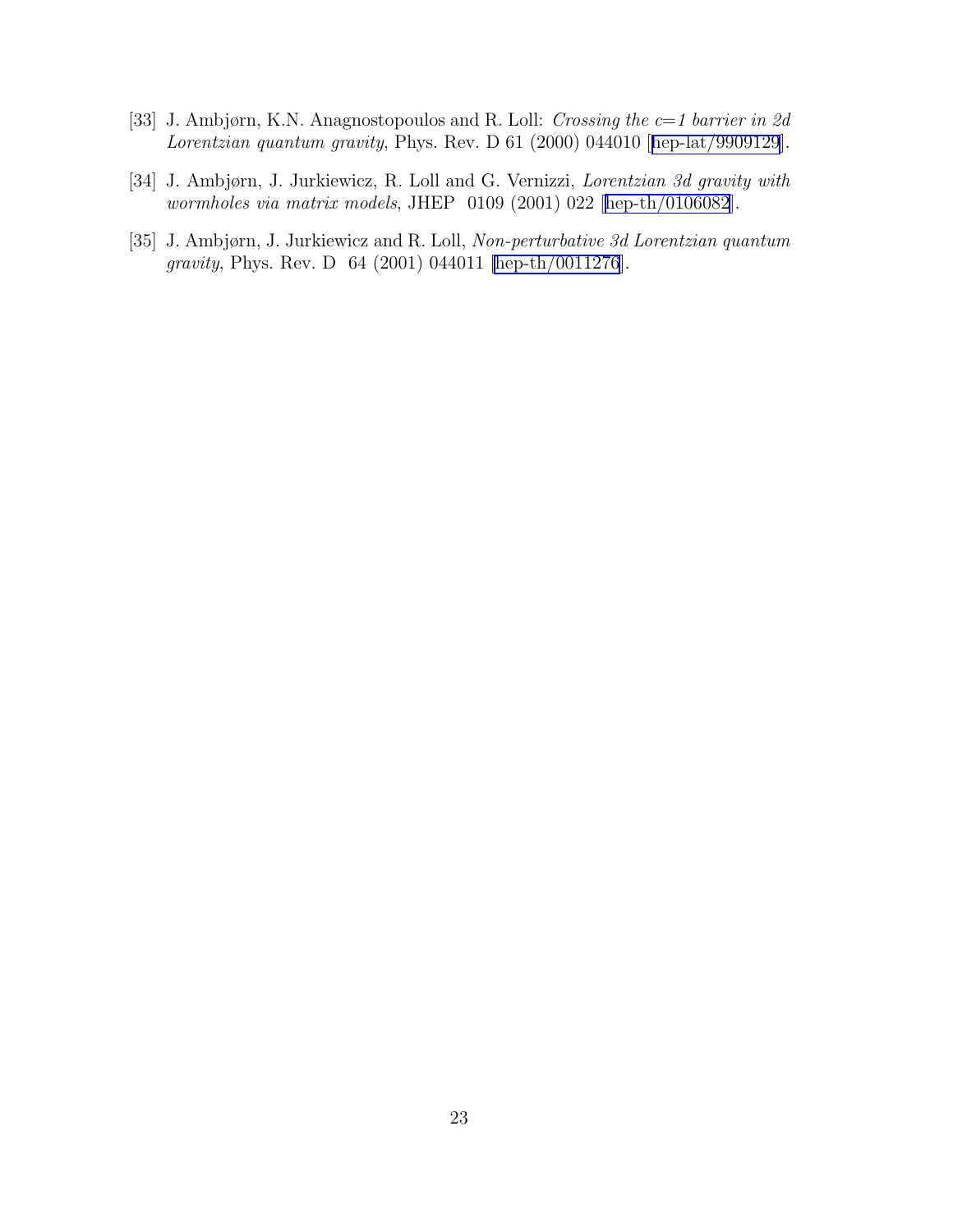[33] J. Ambjørn, K.N. Anagnostopoulos and R. Loll: *Crossing the c=1 barrier in 2d Lorentzian quantum gravity*, Phys. Rev. D 61 (2000) 044010 [hep-lat/9909129].

[34] J. Ambjørn, J. Jurkiewicz, R. Loll and G. Vernizzi, *Lorentzian 3d gravity with wormholes via matrix models*, JHEP 0109 (2001) 022 [hep-th/0106082].

[35] J. Ambjørn, J. Jurkiewicz and R. Loll, *Non-perturbative 3d Lorentzian quantum gravity*, Phys. Rev. D 64 (2001) 044011 [hep-th/0011276].